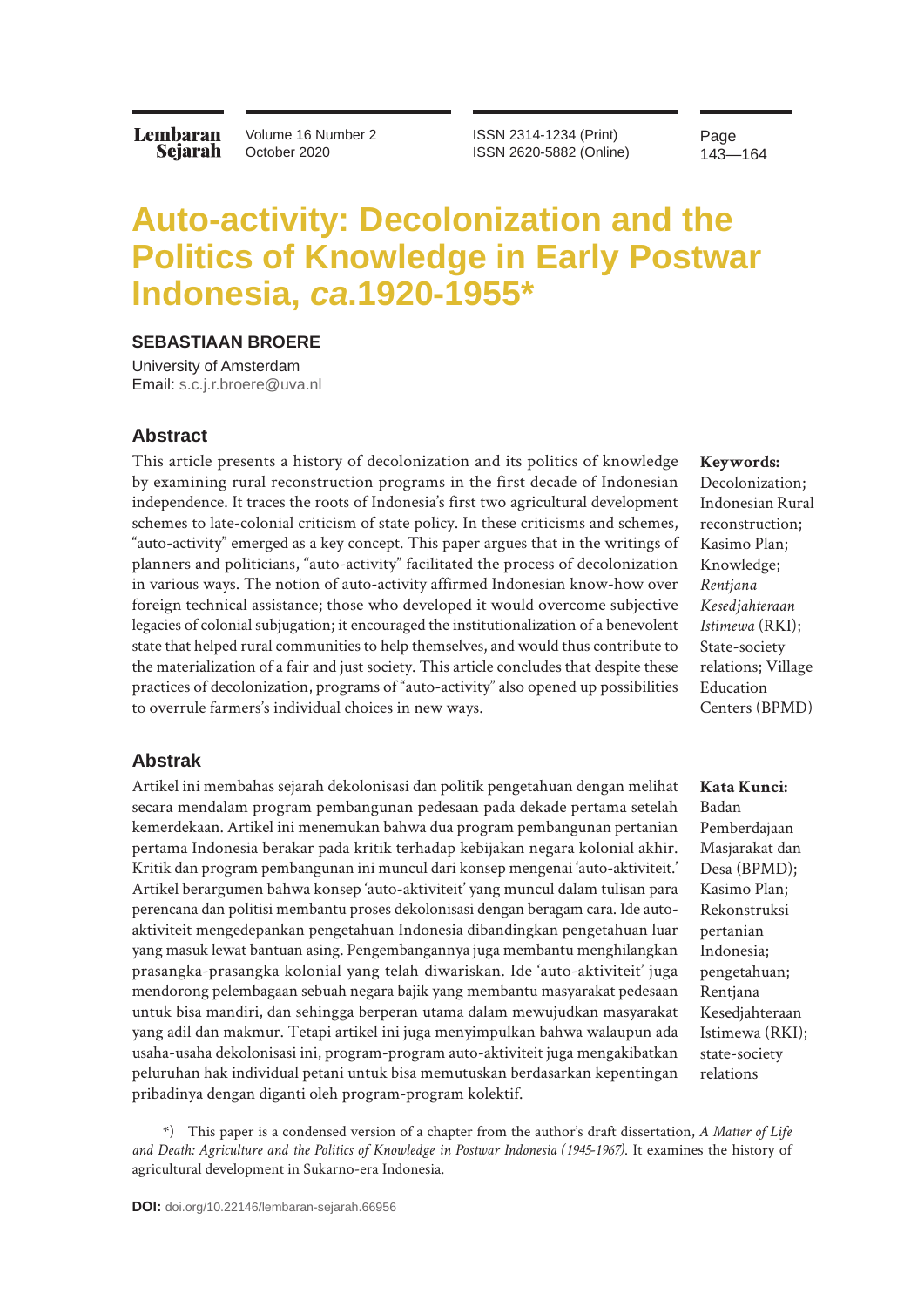# Auto-activity: Decolonization and the Politics of Knowledge in Early Postwar Indonesia, *ca.*1920-1955*

**SEBASTIAAN BROERE**

University of Amsterdam
Email: s.c.j.r.broere@uva.nl

## Abstract

This article presents a history of decolonization and its politics of knowledge by examining rural reconstruction programs in the first decade of Indonesian independence. It traces the roots of Indonesia's first two agricultural development schemes to late-colonial criticism of state policy. In these criticisms and schemes, "auto-activity" emerged as a key concept. This paper argues that in the writings of planners and politicians, "auto-activity" facilitated the process of decolonization in various ways. The notion of auto-activity affirmed Indonesian know-how over foreign technical assistance; those who developed it would overcome subjective legacies of colonial subjugation; it encouraged the institutionalization of a benevolent state that helped rural communities to help themselves, and would thus contribute to the materialization of a fair and just society. This article concludes that despite these practices of decolonization, programs of "auto-activity" also opened up possibilities to overrule farmers's individual choices in new ways.

**Keywords:** Decolonization; Indonesian Rural reconstruction; Kasimo Plan; Knowledge; *Rentjana Kesedjahteraan Istimewa* (RKI); State-society relations; Village Education Centers (BPMD)

## Abstrak

Artikel ini membahas sejarah dekolonisasi dan politik pengetahuan dengan melihat secara mendalam program pembangunan pedesaan pada dekade pertama setelah kemerdekaan. Artikel ini menemukan bahwa dua program pembangunan pertanian pertama Indonesia berakar pada kritik terhadap kebijakan negara kolonial akhir. Kritik dan program pembangunan ini muncul dari konsep mengenai 'auto-aktiviteit.' Artikel berargumen bahwa konsep 'auto-aktiviteit' yang muncul dalam tulisan para perencana dan politisi membantu proses dekolonisasi dengan beragam cara. Ide auto-aktiviteit mengedepankan pengetahuan Indonesia dibandingkan pengetahuan luar yang masuk lewat bantuan asing. Pengembangannya juga membantu menghilangkan prasangka-prasangka kolonial yang telah diwariskan. Ide 'auto-aktiviteit' juga mendorong pelembagaan sebuah negara bajik yang membantu masyarakat pedesaan untuk bisa mandiri, dan sehingga berperan utama dalam mewujudkan masyarakat yang adil dan makmur. Tetapi artikel ini juga menyimpulkan bahwa walaupun ada usaha-usaha dekolonisasi ini, program-program auto-aktiviteit juga mengakibatkan peluruhan hak individual petani untuk bisa memutuskan berdasarkan kepentingan pribadinya dengan diganti oleh program-program kolektif.

**Kata Kunci:** Badan Pemberdajaan Masjarakat dan Desa (BPMD); Kasimo Plan; Rekonstruksi pertanian Indonesia; pengetahuan; Rentjana Kesedjahteraan Istimewa (RKI); state-society relations

---

*) This paper is a condensed version of a chapter from the author's draft dissertation, *A Matter of Life and Death: Agriculture and the Politics of Knowledge in Postwar Indonesia (1945-1967)*. It examines the history of agricultural development in Sukarno-era Indonesia.

**DOI:** doi.org/10.22146/lembaran-sejarah.66956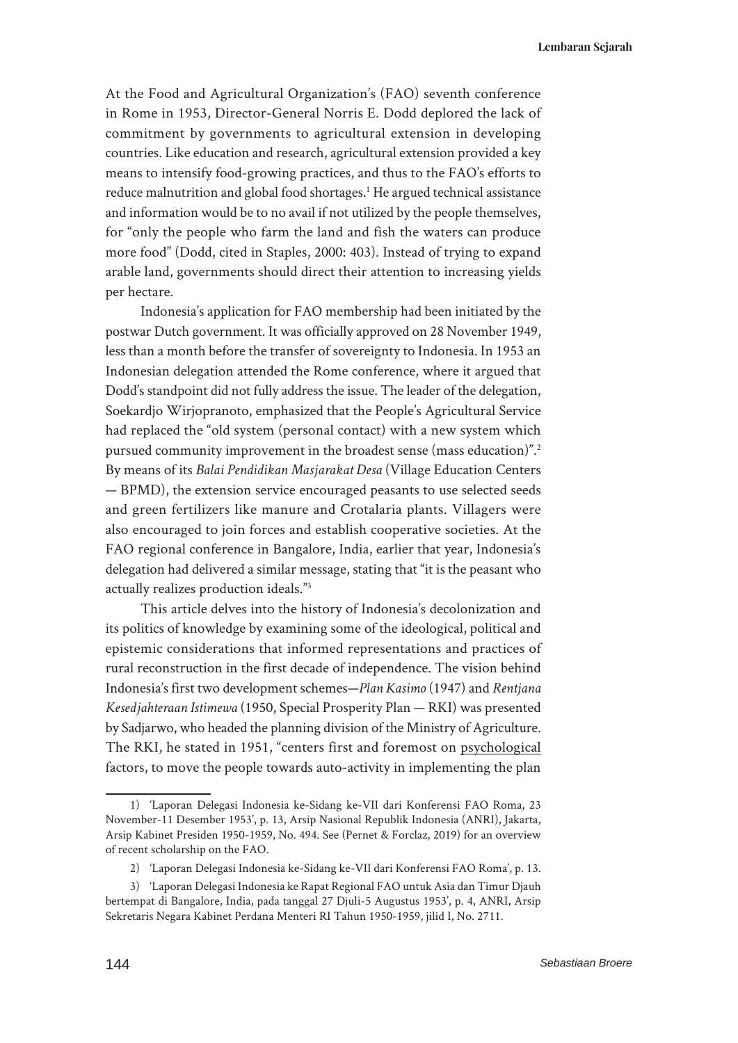At the Food and Agricultural Organization's (FAO) seventh conference in Rome in 1953, Director-General Norris E. Dodd deplored the lack of commitment by governments to agricultural extension in developing countries. Like education and research, agricultural extension provided a key means to intensify food-growing practices, and thus to the FAO's efforts to reduce malnutrition and global food shortages.[1] He argued technical assistance and information would be to no avail if not utilized by the people themselves, for "only the people who farm the land and fish the waters can produce more food" (Dodd, cited in Staples, 2000: 403). Instead of trying to expand arable land, governments should direct their attention to increasing yields per hectare.

Indonesia's application for FAO membership had been initiated by the postwar Dutch government. It was officially approved on 28 November 1949, less than a month before the transfer of sovereignty to Indonesia. In 1953 an Indonesian delegation attended the Rome conference, where it argued that Dodd's standpoint did not fully address the issue. The leader of the delegation, Soekardjo Wirjopranoto, emphasized that the People's Agricultural Service had replaced the "old system (personal contact) with a new system which pursued community improvement in the broadest sense (mass education)".[2] By means of its *Balai Pendidikan Masjarakat Desa* (Village Education Centers — BPMD), the extension service encouraged peasants to use selected seeds and green fertilizers like manure and Crotalaria plants. Villagers were also encouraged to join forces and establish cooperative societies. At the FAO regional conference in Bangalore, India, earlier that year, Indonesia's delegation had delivered a similar message, stating that "it is the peasant who actually realizes production ideals."[3]

This article delves into the history of Indonesia's decolonization and its politics of knowledge by examining some of the ideological, political and epistemic considerations that informed representations and practices of rural reconstruction in the first decade of independence. The vision behind Indonesia's first two development schemes—*Plan Kasimo* (1947) and *Rentjana Kesedjahteraan Istimewa* (1950, Special Prosperity Plan — RKI) was presented by Sadjarwo, who headed the planning division of the Ministry of Agriculture. The RKI, he stated in 1951, "centers first and foremost on <u>psychological</u> factors, to move the people towards auto-activity in implementing the plan

---

1) 'Laporan Delegasi Indonesia ke-Sidang ke-VII dari Konferensi FAO Roma, 23 November-11 Desember 1953', p. 13, Arsip Nasional Republik Indonesia (ANRI), Jakarta, Arsip Kabinet Presiden 1950-1959, No. 494. See (Pernet & Forclaz, 2019) for an overview of recent scholarship on the FAO.

2) 'Laporan Delegasi Indonesia ke-Sidang ke-VII dari Konferensi FAO Roma', p. 13.

3) 'Laporan Delegasi Indonesia ke Rapat Regional FAO untuk Asia dan Timur Djauh bertempat di Bangalore, India, pada tanggal 27 Djuli-5 Augustus 1953', p. 4, ANRI, Arsip Sekretaris Negara Kabinet Perdana Menteri RI Tahun 1950-1959, jilid I, No. 2711.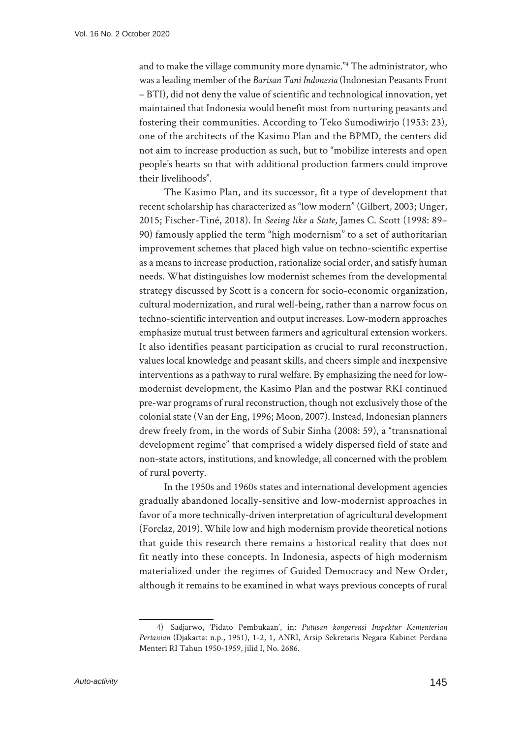and to make the village community more dynamic."[4] The administrator, who was a leading member of the *Barisan Tani Indonesia* (Indonesian Peasants Front – BTI), did not deny the value of scientific and technological innovation, yet maintained that Indonesia would benefit most from nurturing peasants and fostering their communities. According to Teko Sumodiwirjo (1953: 23), one of the architects of the Kasimo Plan and the BPMD, the centers did not aim to increase production as such, but to "mobilize interests and open people's hearts so that with additional production farmers could improve their livelihoods".

The Kasimo Plan, and its successor, fit a type of development that recent scholarship has characterized as "low modern" (Gilbert, 2003; Unger, 2015; Fischer-Tiné, 2018). In *Seeing like a State*, James C. Scott (1998: 89–90) famously applied the term "high modernism" to a set of authoritarian improvement schemes that placed high value on techno-scientific expertise as a means to increase production, rationalize social order, and satisfy human needs. What distinguishes low modernist schemes from the developmental strategy discussed by Scott is a concern for socio-economic organization, cultural modernization, and rural well-being, rather than a narrow focus on techno-scientific intervention and output increases. Low-modern approaches emphasize mutual trust between farmers and agricultural extension workers. It also identifies peasant participation as crucial to rural reconstruction, values local knowledge and peasant skills, and cheers simple and inexpensive interventions as a pathway to rural welfare. By emphasizing the need for low-modernist development, the Kasimo Plan and the postwar RKI continued pre-war programs of rural reconstruction, though not exclusively those of the colonial state (Van der Eng, 1996; Moon, 2007). Instead, Indonesian planners drew freely from, in the words of Subir Sinha (2008: 59), a "transnational development regime" that comprised a widely dispersed field of state and non-state actors, institutions, and knowledge, all concerned with the problem of rural poverty.

In the 1950s and 1960s states and international development agencies gradually abandoned locally-sensitive and low-modernist approaches in favor of a more technically-driven interpretation of agricultural development (Forclaz, 2019). While low and high modernism provide theoretical notions that guide this research there remains a historical reality that does not fit neatly into these concepts. In Indonesia, aspects of high modernism materialized under the regimes of Guided Democracy and New Order, although it remains to be examined in what ways previous concepts of rural

4) Sadjarwo, 'Pidato Pembukaan', in: *Putusan konperensi Inspektur Kementerian Pertanian* (Djakarta: n.p., 1951), 1-2, 1, ANRI, Arsip Sekretaris Negara Kabinet Perdana Menteri RI Tahun 1950-1959, jilid I, No. 2686.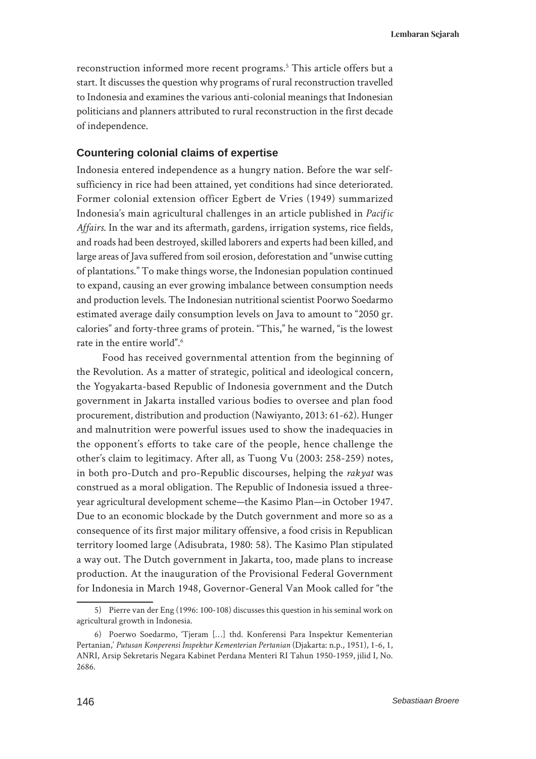reconstruction informed more recent programs.[5] This article offers but a start. It discusses the question why programs of rural reconstruction travelled to Indonesia and examines the various anti-colonial meanings that Indonesian politicians and planners attributed to rural reconstruction in the first decade of independence.

## Countering colonial claims of expertise

Indonesia entered independence as a hungry nation. Before the war self-sufficiency in rice had been attained, yet conditions had since deteriorated. Former colonial extension officer Egbert de Vries (1949) summarized Indonesia's main agricultural challenges in an article published in *Pacific Affairs*. In the war and its aftermath, gardens, irrigation systems, rice fields, and roads had been destroyed, skilled laborers and experts had been killed, and large areas of Java suffered from soil erosion, deforestation and "unwise cutting of plantations." To make things worse, the Indonesian population continued to expand, causing an ever growing imbalance between consumption needs and production levels. The Indonesian nutritional scientist Poorwo Soedarmo estimated average daily consumption levels on Java to amount to "2050 gr. calories" and forty-three grams of protein. "This," he warned, "is the lowest rate in the entire world".[6]

Food has received governmental attention from the beginning of the Revolution. As a matter of strategic, political and ideological concern, the Yogyakarta-based Republic of Indonesia government and the Dutch government in Jakarta installed various bodies to oversee and plan food procurement, distribution and production (Nawiyanto, 2013: 61-62). Hunger and malnutrition were powerful issues used to show the inadequacies in the opponent's efforts to take care of the people, hence challenge the other's claim to legitimacy. After all, as Tuong Vu (2003: 258-259) notes, in both pro-Dutch and pro-Republic discourses, helping the *rakyat* was construed as a moral obligation. The Republic of Indonesia issued a three-year agricultural development scheme—the Kasimo Plan—in October 1947. Due to an economic blockade by the Dutch government and more so as a consequence of its first major military offensive, a food crisis in Republican territory loomed large (Adisubrata, 1980: 58). The Kasimo Plan stipulated a way out. The Dutch government in Jakarta, too, made plans to increase production. At the inauguration of the Provisional Federal Government for Indonesia in March 1948, Governor-General Van Mook called for "the

5) Pierre van der Eng (1996: 100-108) discusses this question in his seminal work on agricultural growth in Indonesia.

6) Poerwo Soedarmo, 'Tjeram [...] thd. Konferensi Para Inspektur Kementerian Pertanian,' *Putusan Konperensi Inspektur Kementerian Pertanian* (Djakarta: n.p., 1951), 1-6, 1, ANRI, Arsip Sekretaris Negara Kabinet Perdana Menteri RI Tahun 1950-1959, jilid I, No. 2686.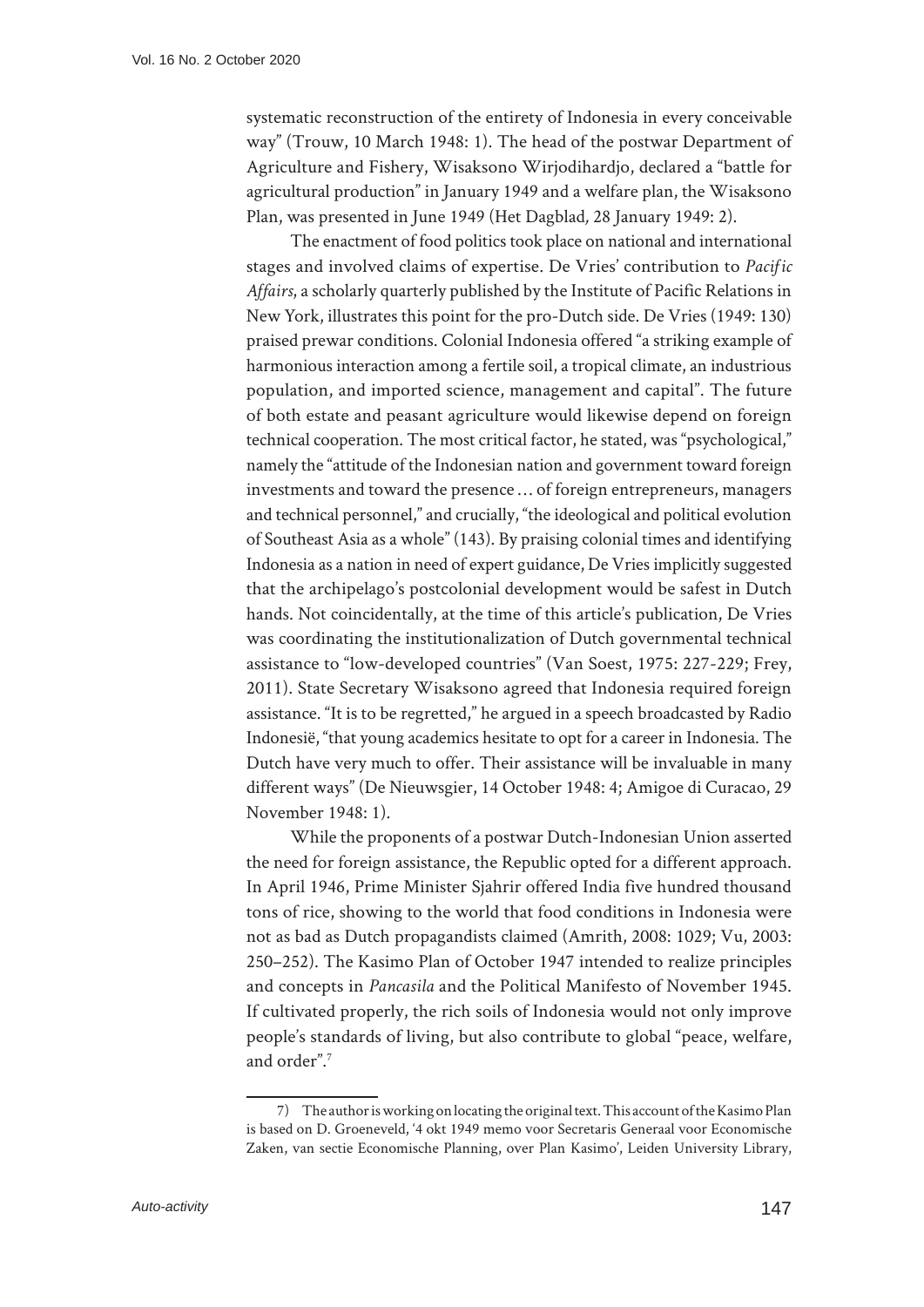systematic reconstruction of the entirety of Indonesia in every conceivable way" (Trouw, 10 March 1948: 1). The head of the postwar Department of Agriculture and Fishery, Wisaksono Wirjodihardjo, declared a "battle for agricultural production" in January 1949 and a welfare plan, the Wisaksono Plan, was presented in June 1949 (Het Dagblad*,* 28 January 1949: 2).

The enactment of food politics took place on national and international stages and involved claims of expertise. De Vries' contribution to *Pacific Affairs*, a scholarly quarterly published by the Institute of Pacific Relations in New York, illustrates this point for the pro-Dutch side. De Vries (1949: 130) praised prewar conditions. Colonial Indonesia offered "a striking example of harmonious interaction among a fertile soil, a tropical climate, an industrious population, and imported science, management and capital". The future of both estate and peasant agriculture would likewise depend on foreign technical cooperation. The most critical factor, he stated, was "psychological," namely the "attitude of the Indonesian nation and government toward foreign investments and toward the presence … of foreign entrepreneurs, managers and technical personnel," and crucially, "the ideological and political evolution of Southeast Asia as a whole" (143). By praising colonial times and identifying Indonesia as a nation in need of expert guidance, De Vries implicitly suggested that the archipelago's postcolonial development would be safest in Dutch hands. Not coincidentally, at the time of this article's publication, De Vries was coordinating the institutionalization of Dutch governmental technical assistance to "low-developed countries" (Van Soest, 1975: 227-229; Frey, 2011). State Secretary Wisaksono agreed that Indonesia required foreign assistance. "It is to be regretted," he argued in a speech broadcasted by Radio Indonesië, "that young academics hesitate to opt for a career in Indonesia. The Dutch have very much to offer. Their assistance will be invaluable in many different ways" (De Nieuwsgier, 14 October 1948: 4; Amigoe di Curacao, 29 November 1948: 1).

While the proponents of a postwar Dutch-Indonesian Union asserted the need for foreign assistance, the Republic opted for a different approach. In April 1946, Prime Minister Sjahrir offered India five hundred thousand tons of rice, showing to the world that food conditions in Indonesia were not as bad as Dutch propagandists claimed (Amrith, 2008: 1029; Vu, 2003: 250–252). The Kasimo Plan of October 1947 intended to realize principles and concepts in *Pancasila* and the Political Manifesto of November 1945. If cultivated properly, the rich soils of Indonesia would not only improve people's standards of living, but also contribute to global "peace, welfare, and order".[7]

---

7) The author is working on locating the original text. This account of the Kasimo Plan is based on D. Groeneveld, '4 okt 1949 memo voor Secretaris Generaal voor Economische Zaken, van sectie Economische Planning, over Plan Kasimo', Leiden University Library,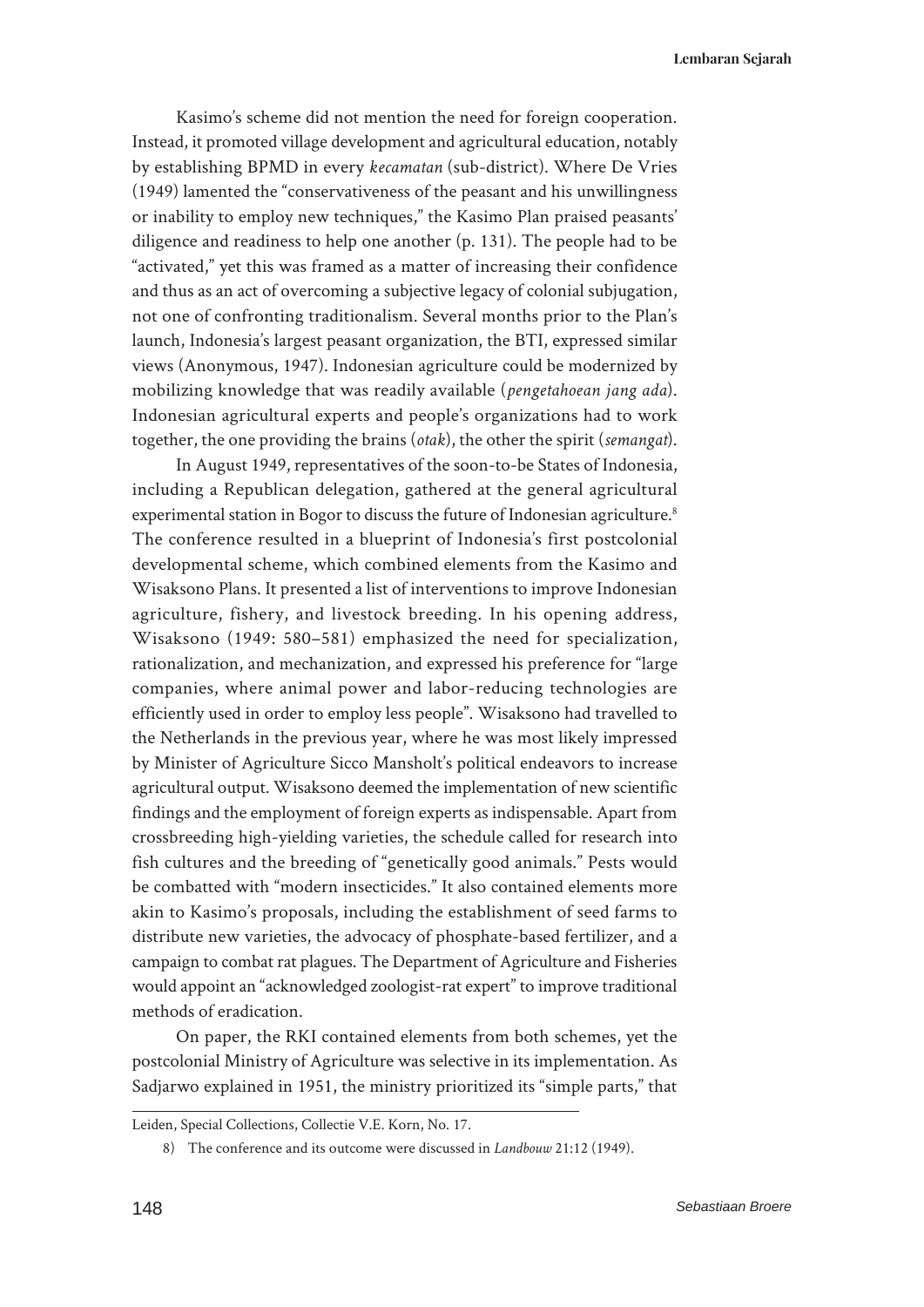Kasimo's scheme did not mention the need for foreign cooperation. Instead, it promoted village development and agricultural education, notably by establishing BPMD in every *kecamatan* (sub-district). Where De Vries (1949) lamented the "conservativeness of the peasant and his unwillingness or inability to employ new techniques," the Kasimo Plan praised peasants' diligence and readiness to help one another (p. 131). The people had to be "activated," yet this was framed as a matter of increasing their confidence and thus as an act of overcoming a subjective legacy of colonial subjugation, not one of confronting traditionalism. Several months prior to the Plan's launch, Indonesia's largest peasant organization, the BTI, expressed similar views (Anonymous, 1947). Indonesian agriculture could be modernized by mobilizing knowledge that was readily available (*pengetahoean jang ada*). Indonesian agricultural experts and people's organizations had to work together, the one providing the brains (*otak*), the other the spirit (*semangat*).

In August 1949, representatives of the soon-to-be States of Indonesia, including a Republican delegation, gathered at the general agricultural experimental station in Bogor to discuss the future of Indonesian agriculture.[8] The conference resulted in a blueprint of Indonesia's first postcolonial developmental scheme, which combined elements from the Kasimo and Wisaksono Plans. It presented a list of interventions to improve Indonesian agriculture, fishery, and livestock breeding. In his opening address, Wisaksono (1949: 580–581) emphasized the need for specialization, rationalization, and mechanization, and expressed his preference for "large companies, where animal power and labor-reducing technologies are efficiently used in order to employ less people". Wisaksono had travelled to the Netherlands in the previous year, where he was most likely impressed by Minister of Agriculture Sicco Mansholt's political endeavors to increase agricultural output. Wisaksono deemed the implementation of new scientific findings and the employment of foreign experts as indispensable. Apart from crossbreeding high-yielding varieties, the schedule called for research into fish cultures and the breeding of "genetically good animals." Pests would be combatted with "modern insecticides." It also contained elements more akin to Kasimo's proposals, including the establishment of seed farms to distribute new varieties, the advocacy of phosphate-based fertilizer, and a campaign to combat rat plagues. The Department of Agriculture and Fisheries would appoint an "acknowledged zoologist-rat expert" to improve traditional methods of eradication.

On paper, the RKI contained elements from both schemes, yet the postcolonial Ministry of Agriculture was selective in its implementation. As Sadjarwo explained in 1951, the ministry prioritized its "simple parts," that

---

Leiden, Special Collections, Collectie V.E. Korn, No. 17.

8) The conference and its outcome were discussed in *Landbouw* 21:12 (1949).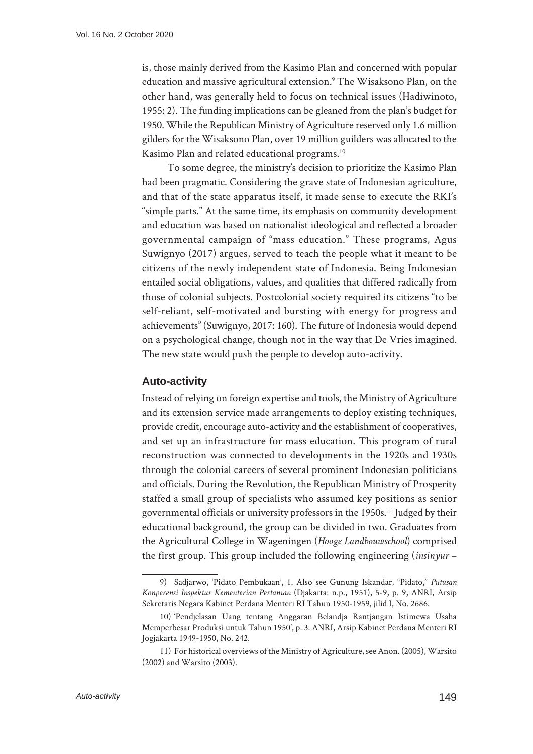is, those mainly derived from the Kasimo Plan and concerned with popular education and massive agricultural extension.[9] The Wisaksono Plan, on the other hand, was generally held to focus on technical issues (Hadiwinoto, 1955: 2). The funding implications can be gleaned from the plan's budget for 1950. While the Republican Ministry of Agriculture reserved only 1.6 million gilders for the Wisaksono Plan, over 19 million guilders was allocated to the Kasimo Plan and related educational programs.[10]

To some degree, the ministry's decision to prioritize the Kasimo Plan had been pragmatic. Considering the grave state of Indonesian agriculture, and that of the state apparatus itself, it made sense to execute the RKI's "simple parts." At the same time, its emphasis on community development and education was based on nationalist ideological and reflected a broader governmental campaign of "mass education." These programs, Agus Suwignyo (2017) argues, served to teach the people what it meant to be citizens of the newly independent state of Indonesia. Being Indonesian entailed social obligations, values, and qualities that differed radically from those of colonial subjects. Postcolonial society required its citizens "to be self-reliant, self-motivated and bursting with energy for progress and achievements" (Suwignyo, 2017: 160). The future of Indonesia would depend on a psychological change, though not in the way that De Vries imagined. The new state would push the people to develop auto-activity.

## Auto-activity

Instead of relying on foreign expertise and tools, the Ministry of Agriculture and its extension service made arrangements to deploy existing techniques, provide credit, encourage auto-activity and the establishment of cooperatives, and set up an infrastructure for mass education. This program of rural reconstruction was connected to developments in the 1920s and 1930s through the colonial careers of several prominent Indonesian politicians and officials. During the Revolution, the Republican Ministry of Prosperity staffed a small group of specialists who assumed key positions as senior governmental officials or university professors in the 1950s.[11] Judged by their educational background, the group can be divided in two. Graduates from the Agricultural College in Wageningen (*Hooge Landbouwschool*) comprised the first group. This group included the following engineering (*insinyur* –

---

9) Sadjarwo, 'Pidato Pembukaan', 1. Also see Gunung Iskandar, "Pidato," *Putusan Konperensi Inspektur Kementerian Pertanian* (Djakarta: n.p., 1951), 5-9, p. 9, ANRI, Arsip Sekretaris Negara Kabinet Perdana Menteri RI Tahun 1950-1959, jilid I, No. 2686.

10) 'Pendjelasan Uang tentang Anggaran Belandja Rantjangan Istimewa Usaha Memperbesar Produksi untuk Tahun 1950', p. 3. ANRI, Arsip Kabinet Perdana Menteri RI Jogjakarta 1949-1950, No. 242.

11) For historical overviews of the Ministry of Agriculture, see Anon. (2005), Warsito (2002) and Warsito (2003).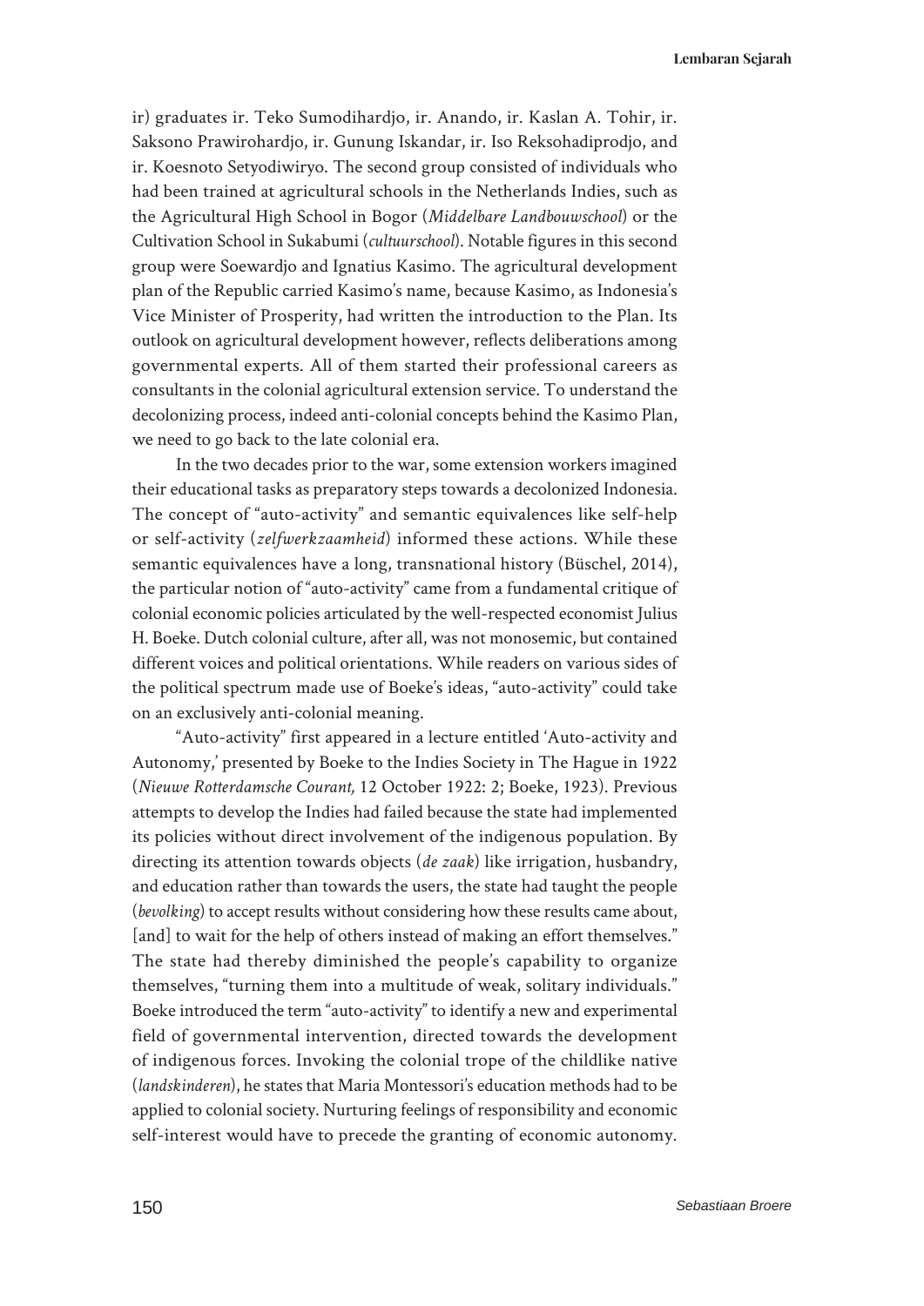ir) graduates ir. Teko Sumodihardjo, ir. Anando, ir. Kaslan A. Tohir, ir. Saksono Prawirohardjo, ir. Gunung Iskandar, ir. Iso Reksohadiprodjo, and ir. Koesnoto Setyodiwiryo. The second group consisted of individuals who had been trained at agricultural schools in the Netherlands Indies, such as the Agricultural High School in Bogor (*Middelbare Landbouwschool*) or the Cultivation School in Sukabumi (*cultuurschool*). Notable figures in this second group were Soewardjo and Ignatius Kasimo. The agricultural development plan of the Republic carried Kasimo's name, because Kasimo, as Indonesia's Vice Minister of Prosperity, had written the introduction to the Plan. Its outlook on agricultural development however, reflects deliberations among governmental experts. All of them started their professional careers as consultants in the colonial agricultural extension service. To understand the decolonizing process, indeed anti-colonial concepts behind the Kasimo Plan, we need to go back to the late colonial era.

In the two decades prior to the war, some extension workers imagined their educational tasks as preparatory steps towards a decolonized Indonesia. The concept of "auto-activity" and semantic equivalences like self-help or self-activity (*zelfwerkzaamheid*) informed these actions. While these semantic equivalences have a long, transnational history (Büschel, 2014), the particular notion of "auto-activity" came from a fundamental critique of colonial economic policies articulated by the well-respected economist Julius H. Boeke. Dutch colonial culture, after all, was not monosemic, but contained different voices and political orientations. While readers on various sides of the political spectrum made use of Boeke's ideas, "auto-activity" could take on an exclusively anti-colonial meaning.

"Auto-activity" first appeared in a lecture entitled 'Auto-activity and Autonomy,' presented by Boeke to the Indies Society in The Hague in 1922 (*Nieuwe Rotterdamsche Courant,* 12 October 1922: 2; Boeke, 1923). Previous attempts to develop the Indies had failed because the state had implemented its policies without direct involvement of the indigenous population. By directing its attention towards objects (*de zaak*) like irrigation, husbandry, and education rather than towards the users, the state had taught the people (*bevolking*) to accept results without considering how these results came about, [and] to wait for the help of others instead of making an effort themselves." The state had thereby diminished the people's capability to organize themselves, "turning them into a multitude of weak, solitary individuals." Boeke introduced the term "auto-activity" to identify a new and experimental field of governmental intervention, directed towards the development of indigenous forces. Invoking the colonial trope of the childlike native (*landskinderen*), he states that Maria Montessori's education methods had to be applied to colonial society. Nurturing feelings of responsibility and economic self-interest would have to precede the granting of economic autonomy.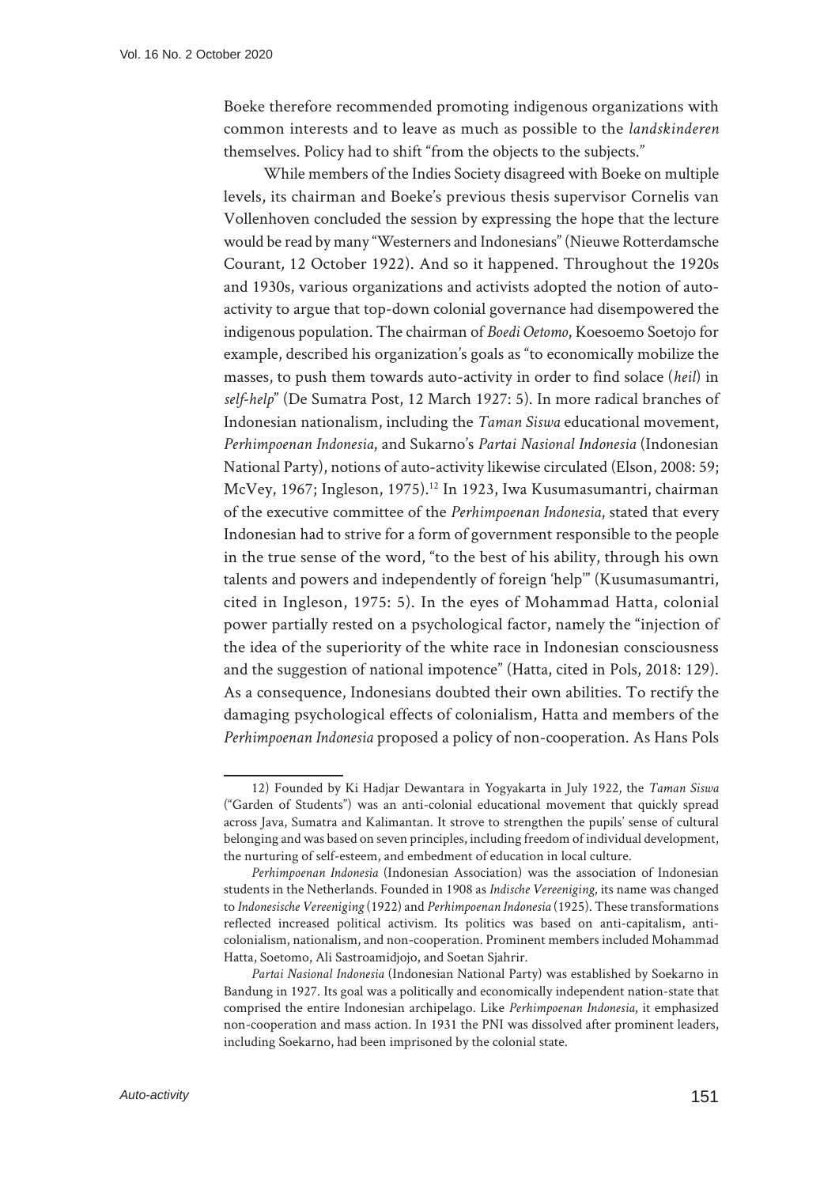Boeke therefore recommended promoting indigenous organizations with common interests and to leave as much as possible to the *landskinderen* themselves. Policy had to shift "from the objects to the subjects."

While members of the Indies Society disagreed with Boeke on multiple levels, its chairman and Boeke's previous thesis supervisor Cornelis van Vollenhoven concluded the session by expressing the hope that the lecture would be read by many "Westerners and Indonesians" (Nieuwe Rotterdamsche Courant, 12 October 1922). And so it happened. Throughout the 1920s and 1930s, various organizations and activists adopted the notion of auto-activity to argue that top-down colonial governance had disempowered the indigenous population. The chairman of *Boedi Oetomo*, Koesoemo Soetojo for example, described his organization's goals as "to economically mobilize the masses, to push them towards auto-activity in order to find solace (*heil*) in *self-help*" (De Sumatra Post, 12 March 1927: 5). In more radical branches of Indonesian nationalism, including the *Taman Siswa* educational movement, *Perhimpoenan Indonesia*, and Sukarno's *Partai Nasional Indonesia* (Indonesian National Party), notions of auto-activity likewise circulated (Elson, 2008: 59; McVey, 1967; Ingleson, 1975).[12] In 1923, Iwa Kusumasumantri, chairman of the executive committee of the *Perhimpoenan Indonesia*, stated that every Indonesian had to strive for a form of government responsible to the people in the true sense of the word, "to the best of his ability, through his own talents and powers and independently of foreign 'help'" (Kusumasumantri, cited in Ingleson, 1975: 5). In the eyes of Mohammad Hatta, colonial power partially rested on a psychological factor, namely the "injection of the idea of the superiority of the white race in Indonesian consciousness and the suggestion of national impotence" (Hatta, cited in Pols, 2018: 129). As a consequence, Indonesians doubted their own abilities. To rectify the damaging psychological effects of colonialism, Hatta and members of the *Perhimpoenan Indonesia* proposed a policy of non-cooperation. As Hans Pols

---

12) Founded by Ki Hadjar Dewantara in Yogyakarta in July 1922, the *Taman Siswa* ("Garden of Students") was an anti-colonial educational movement that quickly spread across Java, Sumatra and Kalimantan. It strove to strengthen the pupils' sense of cultural belonging and was based on seven principles, including freedom of individual development, the nurturing of self-esteem, and embedment of education in local culture.

*Perhimpoenan Indonesia* (Indonesian Association) was the association of Indonesian students in the Netherlands. Founded in 1908 as *Indische Vereeniging*, its name was changed to *Indonesische Vereeniging* (1922) and *Perhimpoenan Indonesia* (1925). These transformations reflected increased political activism. Its politics was based on anti-capitalism, anti-colonialism, nationalism, and non-cooperation. Prominent members included Mohammad Hatta, Soetomo, Ali Sastroamidjojo, and Soetan Sjahrir.

*Partai Nasional Indonesia* (Indonesian National Party) was established by Soekarno in Bandung in 1927. Its goal was a politically and economically independent nation-state that comprised the entire Indonesian archipelago. Like *Perhimpoenan Indonesia*, it emphasized non-cooperation and mass action. In 1931 the PNI was dissolved after prominent leaders, including Soekarno, had been imprisoned by the colonial state.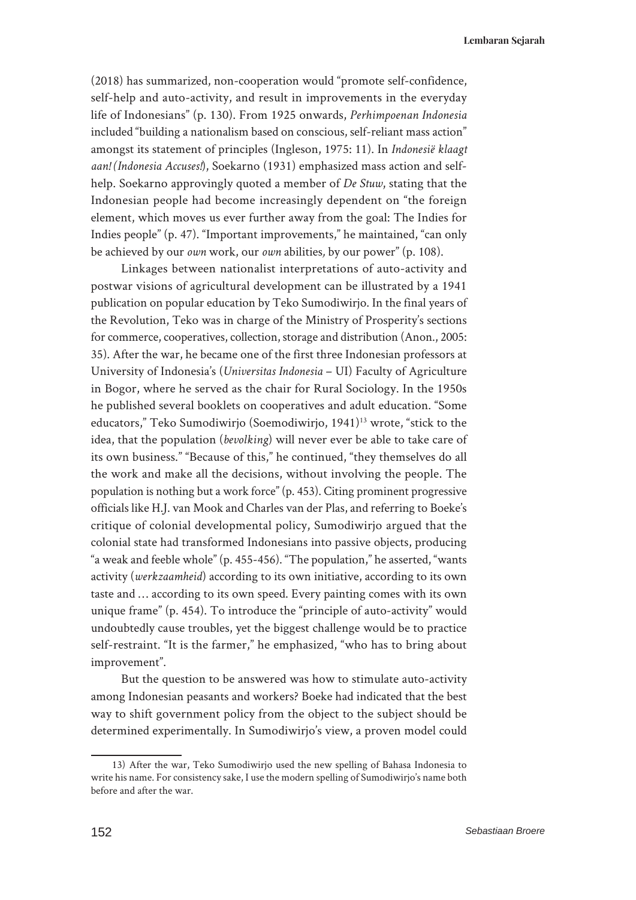(2018) has summarized, non-cooperation would "promote self-confidence, self-help and auto-activity, and result in improvements in the everyday life of Indonesians" (p. 130). From 1925 onwards, *Perhimpoenan Indonesia* included "building a nationalism based on conscious, self-reliant mass action" amongst its statement of principles (Ingleson, 1975: 11). In *Indonesië klaagt aan! (Indonesia Accuses!)*, Soekarno (1931) emphasized mass action and self-help. Soekarno approvingly quoted a member of *De Stuw*, stating that the Indonesian people had become increasingly dependent on "the foreign element, which moves us ever further away from the goal: The Indies for Indies people" (p. 47). "Important improvements," he maintained, "can only be achieved by our *own* work, our *own* abilities, by our power" (p. 108).

Linkages between nationalist interpretations of auto-activity and postwar visions of agricultural development can be illustrated by a 1941 publication on popular education by Teko Sumodiwirjo. In the final years of the Revolution, Teko was in charge of the Ministry of Prosperity's sections for commerce, cooperatives, collection, storage and distribution (Anon., 2005: 35). After the war, he became one of the first three Indonesian professors at University of Indonesia's (*Universitas Indonesia* – UI) Faculty of Agriculture in Bogor, where he served as the chair for Rural Sociology. In the 1950s he published several booklets on cooperatives and adult education. "Some educators," Teko Sumodiwirjo (Soemodiwirjo, 1941)[13] wrote, "stick to the idea, that the population (*bevolking*) will never ever be able to take care of its own business." "Because of this," he continued, "they themselves do all the work and make all the decisions, without involving the people. The population is nothing but a work force" (p. 453). Citing prominent progressive officials like H.J. van Mook and Charles van der Plas, and referring to Boeke's critique of colonial developmental policy, Sumodiwirjo argued that the colonial state had transformed Indonesians into passive objects, producing "a weak and feeble whole" (p. 455-456). "The population," he asserted, "wants activity (*werkzaamheid*) according to its own initiative, according to its own taste and … according to its own speed. Every painting comes with its own unique frame" (p. 454). To introduce the "principle of auto-activity" would undoubtedly cause troubles, yet the biggest challenge would be to practice self-restraint. "It is the farmer," he emphasized, "who has to bring about improvement".

But the question to be answered was how to stimulate auto-activity among Indonesian peasants and workers? Boeke had indicated that the best way to shift government policy from the object to the subject should be determined experimentally. In Sumodiwirjo's view, a proven model could

---

13) After the war, Teko Sumodiwirjo used the new spelling of Bahasa Indonesia to write his name. For consistency sake, I use the modern spelling of Sumodiwirjo's name both before and after the war.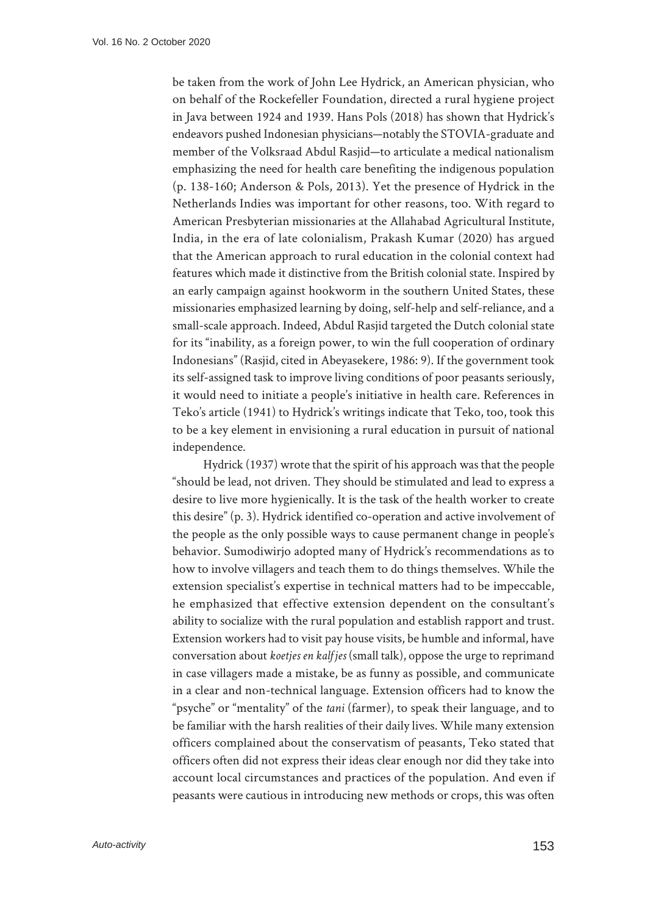be taken from the work of John Lee Hydrick, an American physician, who on behalf of the Rockefeller Foundation, directed a rural hygiene project in Java between 1924 and 1939. Hans Pols (2018) has shown that Hydrick's endeavors pushed Indonesian physicians—notably the STOVIA-graduate and member of the Volksraad Abdul Rasjid—to articulate a medical nationalism emphasizing the need for health care benefiting the indigenous population (p. 138-160; Anderson & Pols, 2013). Yet the presence of Hydrick in the Netherlands Indies was important for other reasons, too. With regard to American Presbyterian missionaries at the Allahabad Agricultural Institute, India, in the era of late colonialism, Prakash Kumar (2020) has argued that the American approach to rural education in the colonial context had features which made it distinctive from the British colonial state. Inspired by an early campaign against hookworm in the southern United States, these missionaries emphasized learning by doing, self-help and self-reliance, and a small-scale approach. Indeed, Abdul Rasjid targeted the Dutch colonial state for its "inability, as a foreign power, to win the full cooperation of ordinary Indonesians" (Rasjid, cited in Abeyasekere, 1986: 9). If the government took its self-assigned task to improve living conditions of poor peasants seriously, it would need to initiate a people's initiative in health care. References in Teko's article (1941) to Hydrick's writings indicate that Teko, too, took this to be a key element in envisioning a rural education in pursuit of national independence.

Hydrick (1937) wrote that the spirit of his approach was that the people "should be lead, not driven. They should be stimulated and lead to express a desire to live more hygienically. It is the task of the health worker to create this desire" (p. 3). Hydrick identified co-operation and active involvement of the people as the only possible ways to cause permanent change in people's behavior. Sumodiwirjo adopted many of Hydrick's recommendations as to how to involve villagers and teach them to do things themselves. While the extension specialist's expertise in technical matters had to be impeccable, he emphasized that effective extension dependent on the consultant's ability to socialize with the rural population and establish rapport and trust. Extension workers had to visit pay house visits, be humble and informal, have conversation about *koetjes en kalfjes* (small talk), oppose the urge to reprimand in case villagers made a mistake, be as funny as possible, and communicate in a clear and non-technical language. Extension officers had to know the "psyche" or "mentality" of the *tani* (farmer), to speak their language, and to be familiar with the harsh realities of their daily lives. While many extension officers complained about the conservatism of peasants, Teko stated that officers often did not express their ideas clear enough nor did they take into account local circumstances and practices of the population. And even if peasants were cautious in introducing new methods or crops, this was often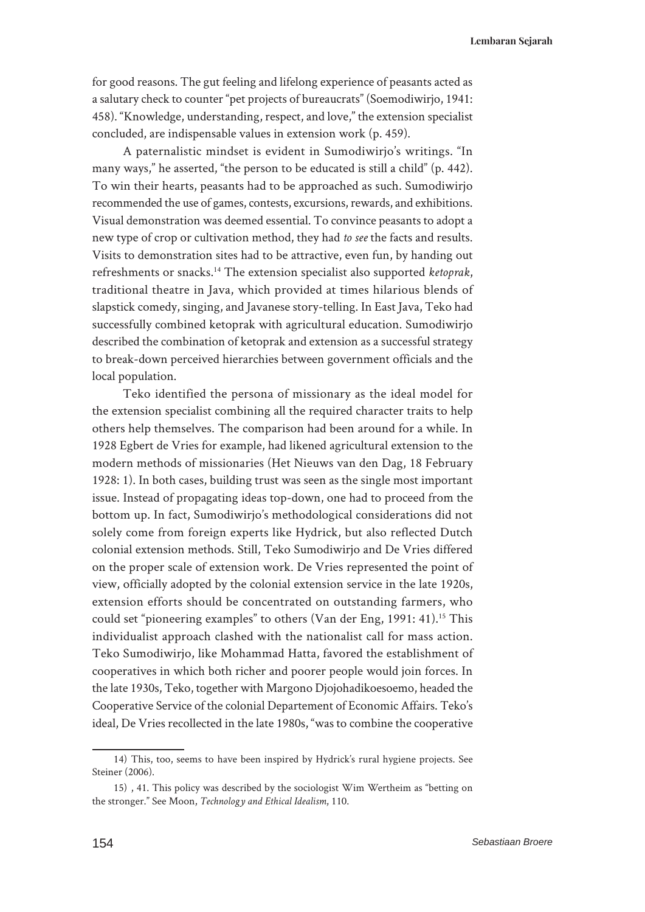for good reasons. The gut feeling and lifelong experience of peasants acted as a salutary check to counter "pet projects of bureaucrats" (Soemodiwirjo, 1941: 458). "Knowledge, understanding, respect, and love," the extension specialist concluded, are indispensable values in extension work (p. 459).

A paternalistic mindset is evident in Sumodiwirjo's writings. "In many ways," he asserted, "the person to be educated is still a child" (p. 442). To win their hearts, peasants had to be approached as such. Sumodiwirjo recommended the use of games, contests, excursions, rewards, and exhibitions. Visual demonstration was deemed essential. To convince peasants to adopt a new type of crop or cultivation method, they had *to see* the facts and results. Visits to demonstration sites had to be attractive, even fun, by handing out refreshments or snacks.[14] The extension specialist also supported *ketoprak*, traditional theatre in Java, which provided at times hilarious blends of slapstick comedy, singing, and Javanese story-telling. In East Java, Teko had successfully combined ketoprak with agricultural education. Sumodiwirjo described the combination of ketoprak and extension as a successful strategy to break-down perceived hierarchies between government officials and the local population.

Teko identified the persona of missionary as the ideal model for the extension specialist combining all the required character traits to help others help themselves. The comparison had been around for a while. In 1928 Egbert de Vries for example, had likened agricultural extension to the modern methods of missionaries (Het Nieuws van den Dag, 18 February 1928: 1). In both cases, building trust was seen as the single most important issue. Instead of propagating ideas top-down, one had to proceed from the bottom up. In fact, Sumodiwirjo's methodological considerations did not solely come from foreign experts like Hydrick, but also reflected Dutch colonial extension methods. Still, Teko Sumodiwirjo and De Vries differed on the proper scale of extension work. De Vries represented the point of view, officially adopted by the colonial extension service in the late 1920s, extension efforts should be concentrated on outstanding farmers, who could set "pioneering examples" to others (Van der Eng, 1991: 41).[15] This individualist approach clashed with the nationalist call for mass action. Teko Sumodiwirjo, like Mohammad Hatta, favored the establishment of cooperatives in which both richer and poorer people would join forces. In the late 1930s, Teko, together with Margono Djojohadikoesoemo, headed the Cooperative Service of the colonial Departement of Economic Affairs. Teko's ideal, De Vries recollected in the late 1980s, "was to combine the cooperative

---

14) This, too, seems to have been inspired by Hydrick's rural hygiene projects. See Steiner (2006).

15) , 41. This policy was described by the sociologist Wim Wertheim as "betting on the stronger." See Moon, *Technology and Ethical Idealism*, 110.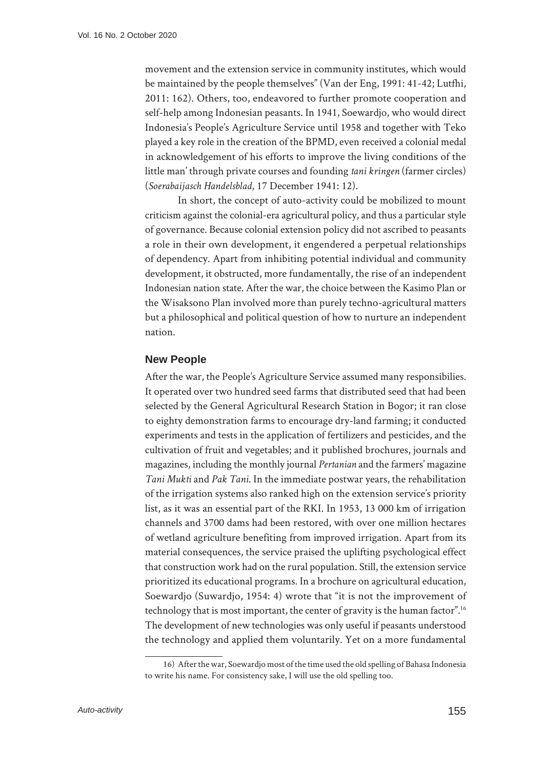movement and the extension service in community institutes, which would be maintained by the people themselves" (Van der Eng, 1991: 41-42; Lutfhi, 2011: 162). Others, too, endeavored to further promote cooperation and self-help among Indonesian peasants. In 1941, Soewardjo, who would direct Indonesia's People's Agriculture Service until 1958 and together with Teko played a key role in the creation of the BPMD, even received a colonial medal in acknowledgement of his efforts to improve the living conditions of the little man' through private courses and founding *tani kringen* (farmer circles) (*Soerabaijasch Handelsblad*, 17 December 1941: 12).

In short, the concept of auto-activity could be mobilized to mount criticism against the colonial-era agricultural policy, and thus a particular style of governance. Because colonial extension policy did not ascribed to peasants a role in their own development, it engendered a perpetual relationships of dependency. Apart from inhibiting potential individual and community development, it obstructed, more fundamentally, the rise of an independent Indonesian nation state. After the war, the choice between the Kasimo Plan or the Wisaksono Plan involved more than purely techno-agricultural matters but a philosophical and political question of how to nurture an independent nation.

## New People

After the war, the People's Agriculture Service assumed many responsibilies. It operated over two hundred seed farms that distributed seed that had been selected by the General Agricultural Research Station in Bogor; it ran close to eighty demonstration farms to encourage dry-land farming; it conducted experiments and tests in the application of fertilizers and pesticides, and the cultivation of fruit and vegetables; and it published brochures, journals and magazines, including the monthly journal *Pertanian* and the farmers' magazine *Tani Mukti* and *Pak Tani*. In the immediate postwar years, the rehabilitation of the irrigation systems also ranked high on the extension service's priority list, as it was an essential part of the RKI. In 1953, 13 000 km of irrigation channels and 3700 dams had been restored, with over one million hectares of wetland agriculture benefiting from improved irrigation. Apart from its material consequences, the service praised the uplifting psychological effect that construction work had on the rural population. Still, the extension service prioritized its educational programs. In a brochure on agricultural education, Soewardjo (Suwardjo, 1954: 4) wrote that "it is not the improvement of technology that is most important, the center of gravity is the human factor".[16] The development of new technologies was only useful if peasants understood the technology and applied them voluntarily. Yet on a more fundamental

16) After the war, Soewardjo most of the time used the old spelling of Bahasa Indonesia to write his name. For consistency sake, I will use the old spelling too.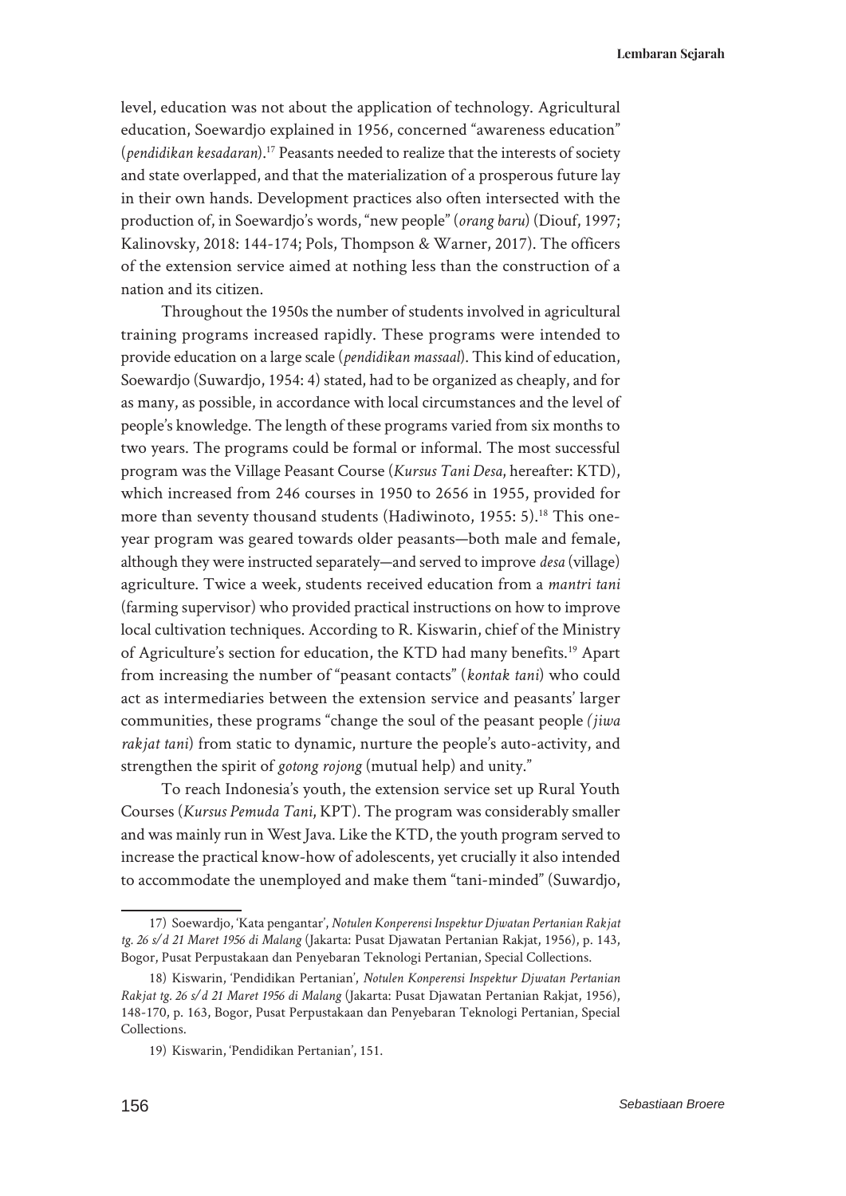level, education was not about the application of technology. Agricultural education, Soewardjo explained in 1956, concerned "awareness education" (*pendidikan kesadaran*).[17] Peasants needed to realize that the interests of society and state overlapped, and that the materialization of a prosperous future lay in their own hands. Development practices also often intersected with the production of, in Soewardjo's words, "new people" (*orang baru*) (Diouf, 1997; Kalinovsky, 2018: 144-174; Pols, Thompson & Warner, 2017). The officers of the extension service aimed at nothing less than the construction of a nation and its citizen.

Throughout the 1950s the number of students involved in agricultural training programs increased rapidly. These programs were intended to provide education on a large scale (*pendidikan massaal*). This kind of education, Soewardjo (Suwardjo, 1954: 4) stated, had to be organized as cheaply, and for as many, as possible, in accordance with local circumstances and the level of people's knowledge. The length of these programs varied from six months to two years. The programs could be formal or informal. The most successful program was the Village Peasant Course (*Kursus Tani Desa*, hereafter: KTD), which increased from 246 courses in 1950 to 2656 in 1955, provided for more than seventy thousand students (Hadiwinoto, 1955: 5).[18] This one-year program was geared towards older peasants—both male and female, although they were instructed separately—and served to improve *desa* (village) agriculture. Twice a week, students received education from a *mantri tani* (farming supervisor) who provided practical instructions on how to improve local cultivation techniques. According to R. Kiswarin, chief of the Ministry of Agriculture's section for education, the KTD had many benefits.[19] Apart from increasing the number of "peasant contacts" (*kontak tani*) who could act as intermediaries between the extension service and peasants' larger communities, these programs "change the soul of the peasant people *(jiwa rakjat tani*) from static to dynamic, nurture the people's auto-activity, and strengthen the spirit of *gotong rojong* (mutual help) and unity."

To reach Indonesia's youth, the extension service set up Rural Youth Courses (*Kursus Pemuda Tani*, KPT). The program was considerably smaller and was mainly run in West Java. Like the KTD, the youth program served to increase the practical know-how of adolescents, yet crucially it also intended to accommodate the unemployed and make them "tani-minded" (Suwardjo,

---

17) Soewardjo, 'Kata pengantar', *Notulen Konperensi Inspektur Djwatan Pertanian Rakjat tg. 26 s/d 21 Maret 1956 di Malang* (Jakarta: Pusat Djawatan Pertanian Rakjat, 1956), p. 143, Bogor, Pusat Perpustakaan dan Penyebaran Teknologi Pertanian, Special Collections.

18) Kiswarin, 'Pendidikan Pertanian', *Notulen Konperensi Inspektur Djwatan Pertanian Rakjat tg. 26 s/d 21 Maret 1956 di Malang* (Jakarta: Pusat Djawatan Pertanian Rakjat, 1956), 148-170, p. 163, Bogor, Pusat Perpustakaan dan Penyebaran Teknologi Pertanian, Special Collections.

19) Kiswarin, 'Pendidikan Pertanian', 151.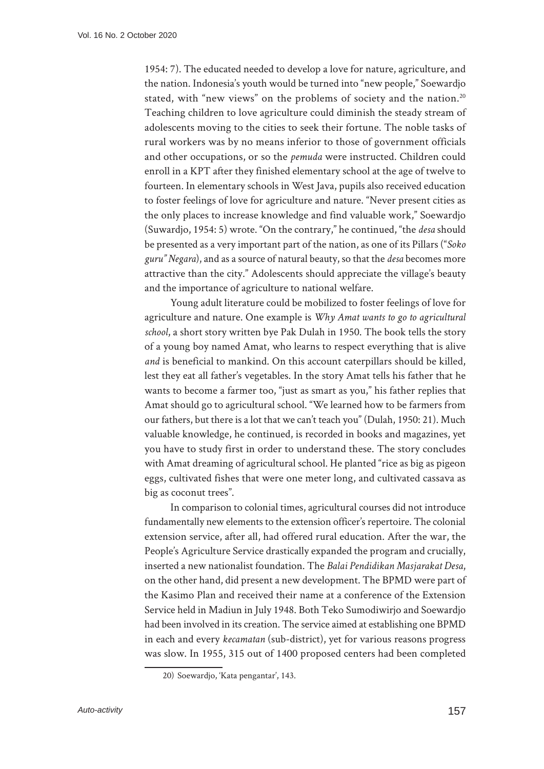1954: 7). The educated needed to develop a love for nature, agriculture, and the nation. Indonesia's youth would be turned into "new people," Soewardjo stated, with "new views" on the problems of society and the nation.[20] Teaching children to love agriculture could diminish the steady stream of adolescents moving to the cities to seek their fortune. The noble tasks of rural workers was by no means inferior to those of government officials and other occupations, or so the *pemuda* were instructed. Children could enroll in a KPT after they finished elementary school at the age of twelve to fourteen. In elementary schools in West Java, pupils also received education to foster feelings of love for agriculture and nature. "Never present cities as the only places to increase knowledge and find valuable work," Soewardjo (Suwardjo, 1954: 5) wrote. "On the contrary," he continued, "the *desa* should be presented as a very important part of the nation, as one of its Pillars ("*Soko guru" Negara*), and as a source of natural beauty, so that the *desa* becomes more attractive than the city." Adolescents should appreciate the village's beauty and the importance of agriculture to national welfare.

Young adult literature could be mobilized to foster feelings of love for agriculture and nature. One example is *Why Amat wants to go to agricultural school*, a short story written bye Pak Dulah in 1950. The book tells the story of a young boy named Amat, who learns to respect everything that is alive *and* is beneficial to mankind. On this account caterpillars should be killed, lest they eat all father's vegetables. In the story Amat tells his father that he wants to become a farmer too, "just as smart as you," his father replies that Amat should go to agricultural school. "We learned how to be farmers from our fathers, but there is a lot that we can't teach you" (Dulah, 1950: 21). Much valuable knowledge, he continued, is recorded in books and magazines, yet you have to study first in order to understand these. The story concludes with Amat dreaming of agricultural school. He planted "rice as big as pigeon eggs, cultivated fishes that were one meter long, and cultivated cassava as big as coconut trees".

In comparison to colonial times, agricultural courses did not introduce fundamentally new elements to the extension officer's repertoire. The colonial extension service, after all, had offered rural education. After the war, the People's Agriculture Service drastically expanded the program and crucially, inserted a new nationalist foundation. The *Balai Pendidikan Masjarakat Desa*, on the other hand, did present a new development. The BPMD were part of the Kasimo Plan and received their name at a conference of the Extension Service held in Madiun in July 1948. Both Teko Sumodiwirjo and Soewardjo had been involved in its creation. The service aimed at establishing one BPMD in each and every *kecamatan* (sub-district), yet for various reasons progress was slow. In 1955, 315 out of 1400 proposed centers had been completed

20) Soewardjo, 'Kata pengantar', 143.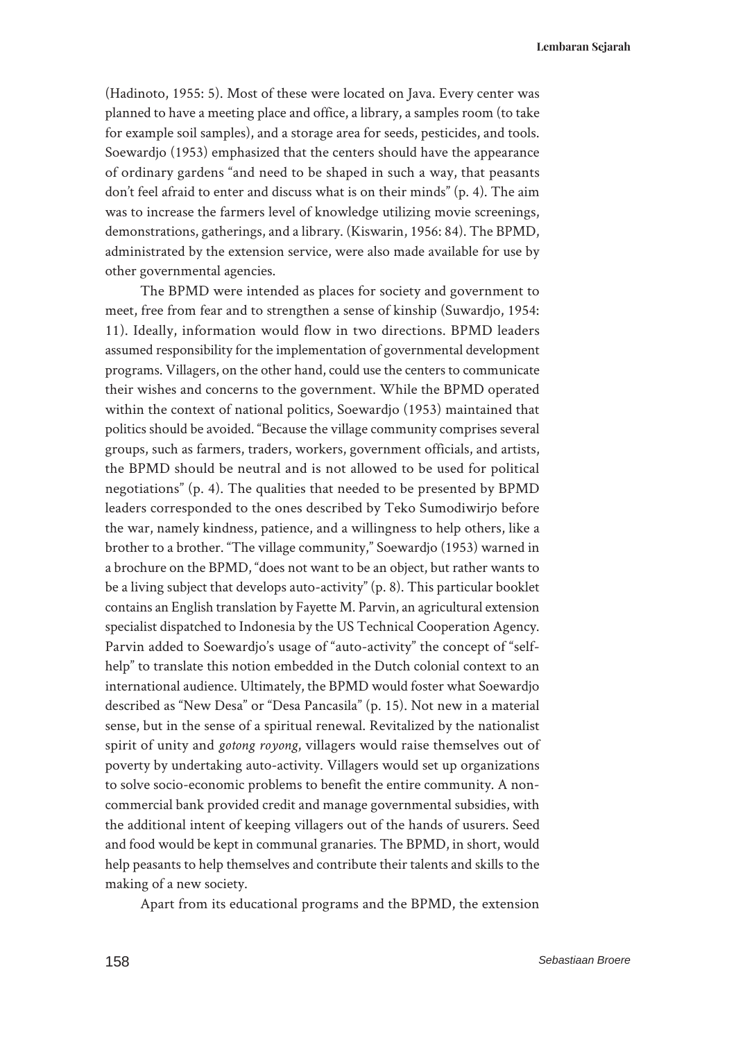(Hadinoto, 1955: 5). Most of these were located on Java. Every center was planned to have a meeting place and office, a library, a samples room (to take for example soil samples), and a storage area for seeds, pesticides, and tools. Soewardjo (1953) emphasized that the centers should have the appearance of ordinary gardens "and need to be shaped in such a way, that peasants don't feel afraid to enter and discuss what is on their minds" (p. 4). The aim was to increase the farmers level of knowledge utilizing movie screenings, demonstrations, gatherings, and a library. (Kiswarin, 1956: 84). The BPMD, administrated by the extension service, were also made available for use by other governmental agencies.

The BPMD were intended as places for society and government to meet, free from fear and to strengthen a sense of kinship (Suwardjo, 1954: 11). Ideally, information would flow in two directions. BPMD leaders assumed responsibility for the implementation of governmental development programs. Villagers, on the other hand, could use the centers to communicate their wishes and concerns to the government. While the BPMD operated within the context of national politics, Soewardjo (1953) maintained that politics should be avoided. "Because the village community comprises several groups, such as farmers, traders, workers, government officials, and artists, the BPMD should be neutral and is not allowed to be used for political negotiations" (p. 4). The qualities that needed to be presented by BPMD leaders corresponded to the ones described by Teko Sumodiwirjo before the war, namely kindness, patience, and a willingness to help others, like a brother to a brother. "The village community," Soewardjo (1953) warned in a brochure on the BPMD, "does not want to be an object, but rather wants to be a living subject that develops auto-activity" (p. 8). This particular booklet contains an English translation by Fayette M. Parvin, an agricultural extension specialist dispatched to Indonesia by the US Technical Cooperation Agency. Parvin added to Soewardjo's usage of "auto-activity" the concept of "self-help" to translate this notion embedded in the Dutch colonial context to an international audience. Ultimately, the BPMD would foster what Soewardjo described as "New Desa" or "Desa Pancasila" (p. 15). Not new in a material sense, but in the sense of a spiritual renewal. Revitalized by the nationalist spirit of unity and *gotong royong*, villagers would raise themselves out of poverty by undertaking auto-activity. Villagers would set up organizations to solve socio-economic problems to benefit the entire community. A non-commercial bank provided credit and manage governmental subsidies, with the additional intent of keeping villagers out of the hands of usurers. Seed and food would be kept in communal granaries. The BPMD, in short, would help peasants to help themselves and contribute their talents and skills to the making of a new society.

Apart from its educational programs and the BPMD, the extension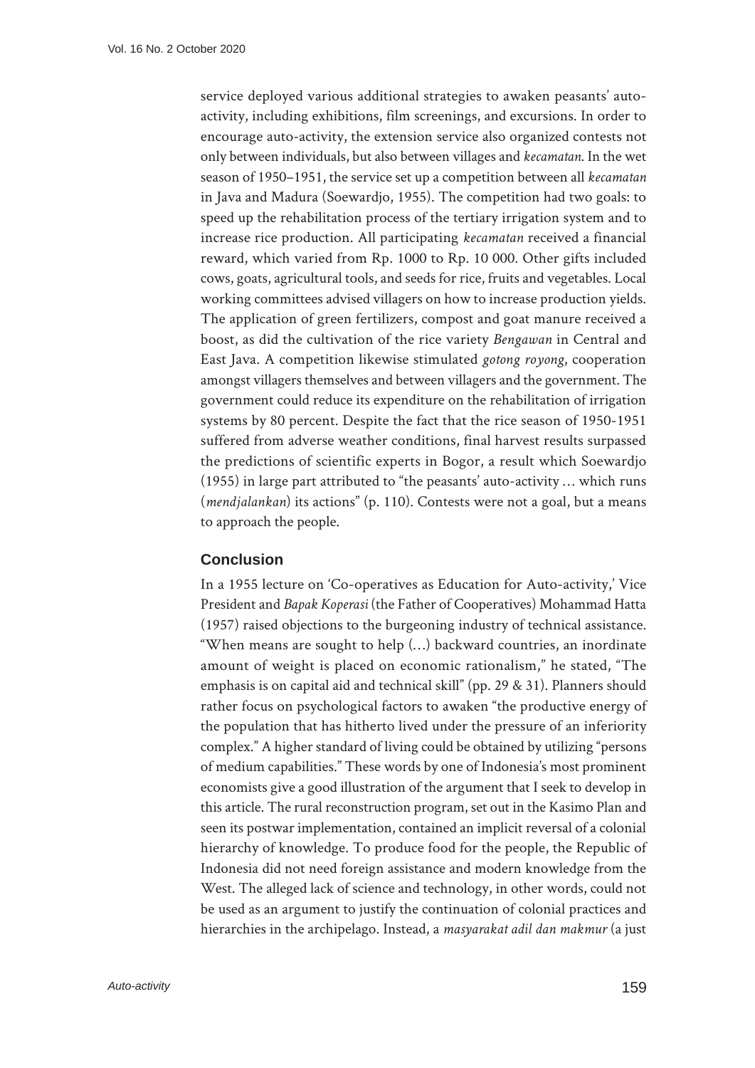service deployed various additional strategies to awaken peasants' auto-activity, including exhibitions, film screenings, and excursions. In order to encourage auto-activity, the extension service also organized contests not only between individuals, but also between villages and *kecamatan*. In the wet season of 1950–1951, the service set up a competition between all *kecamatan* in Java and Madura (Soewardjo, 1955). The competition had two goals: to speed up the rehabilitation process of the tertiary irrigation system and to increase rice production. All participating *kecamatan* received a financial reward, which varied from Rp. 1000 to Rp. 10 000. Other gifts included cows, goats, agricultural tools, and seeds for rice, fruits and vegetables. Local working committees advised villagers on how to increase production yields. The application of green fertilizers, compost and goat manure received a boost, as did the cultivation of the rice variety *Bengawan* in Central and East Java. A competition likewise stimulated *gotong royong*, cooperation amongst villagers themselves and between villagers and the government. The government could reduce its expenditure on the rehabilitation of irrigation systems by 80 percent. Despite the fact that the rice season of 1950-1951 suffered from adverse weather conditions, final harvest results surpassed the predictions of scientific experts in Bogor, a result which Soewardjo (1955) in large part attributed to "the peasants' auto-activity … which runs (*mendjalankan*) its actions" (p. 110). Contests were not a goal, but a means to approach the people.

## Conclusion

In a 1955 lecture on 'Co-operatives as Education for Auto-activity,' Vice President and *Bapak Koperasi* (the Father of Cooperatives) Mohammad Hatta (1957) raised objections to the burgeoning industry of technical assistance. "When means are sought to help (…) backward countries, an inordinate amount of weight is placed on economic rationalism," he stated, "The emphasis is on capital aid and technical skill" (pp. 29 & 31). Planners should rather focus on psychological factors to awaken "the productive energy of the population that has hitherto lived under the pressure of an inferiority complex." A higher standard of living could be obtained by utilizing "persons of medium capabilities." These words by one of Indonesia's most prominent economists give a good illustration of the argument that I seek to develop in this article. The rural reconstruction program, set out in the Kasimo Plan and seen its postwar implementation, contained an implicit reversal of a colonial hierarchy of knowledge. To produce food for the people, the Republic of Indonesia did not need foreign assistance and modern knowledge from the West. The alleged lack of science and technology, in other words, could not be used as an argument to justify the continuation of colonial practices and hierarchies in the archipelago. Instead, a *masyarakat adil dan makmur* (a just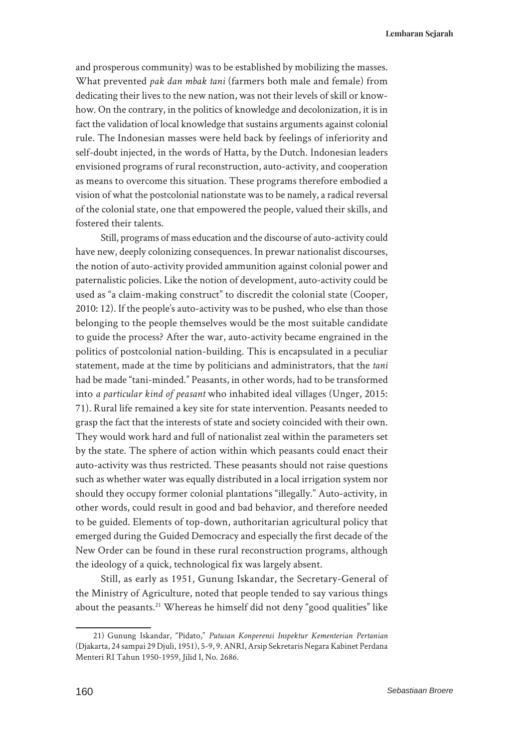and prosperous community) was to be established by mobilizing the masses. What prevented *pak dan mbak tani* (farmers both male and female) from dedicating their lives to the new nation, was not their levels of skill or know-how. On the contrary, in the politics of knowledge and decolonization, it is in fact the validation of local knowledge that sustains arguments against colonial rule. The Indonesian masses were held back by feelings of inferiority and self-doubt injected, in the words of Hatta, by the Dutch. Indonesian leaders envisioned programs of rural reconstruction, auto-activity, and cooperation as means to overcome this situation. These programs therefore embodied a vision of what the postcolonial nationstate was to be namely, a radical reversal of the colonial state, one that empowered the people, valued their skills, and fostered their talents.

Still, programs of mass education and the discourse of auto-activity could have new, deeply colonizing consequences. In prewar nationalist discourses, the notion of auto-activity provided ammunition against colonial power and paternalistic policies. Like the notion of development, auto-activity could be used as "a claim-making construct" to discredit the colonial state (Cooper, 2010: 12). If the people's auto-activity was to be pushed, who else than those belonging to the people themselves would be the most suitable candidate to guide the process? After the war, auto-activity became engrained in the politics of postcolonial nation-building. This is encapsulated in a peculiar statement, made at the time by politicians and administrators, that the *tani* had be made "tani-minded." Peasants, in other words, had to be transformed into *a particular kind of peasant* who inhabited ideal villages (Unger, 2015: 71). Rural life remained a key site for state intervention. Peasants needed to grasp the fact that the interests of state and society coincided with their own. They would work hard and full of nationalist zeal within the parameters set by the state. The sphere of action within which peasants could enact their auto-activity was thus restricted. These peasants should not raise questions such as whether water was equally distributed in a local irrigation system nor should they occupy former colonial plantations "illegally." Auto-activity, in other words, could result in good and bad behavior, and therefore needed to be guided. Elements of top-down, authoritarian agricultural policy that emerged during the Guided Democracy and especially the first decade of the New Order can be found in these rural reconstruction programs, although the ideology of a quick, technological fix was largely absent.

Still, as early as 1951, Gunung Iskandar, the Secretary-General of the Ministry of Agriculture, noted that people tended to say various things about the peasants.[21] Whereas he himself did not deny "good qualities" like

---

21) Gunung Iskandar, "Pidato," *Putusan Konperensi Inspektur Kementerian Pertanian* (Djakarta, 24 sampai 29 Djuli, 1951), 5-9, 9. ANRI, Arsip Sekretaris Negara Kabinet Perdana Menteri RI Tahun 1950-1959, Jilid I, No. 2686.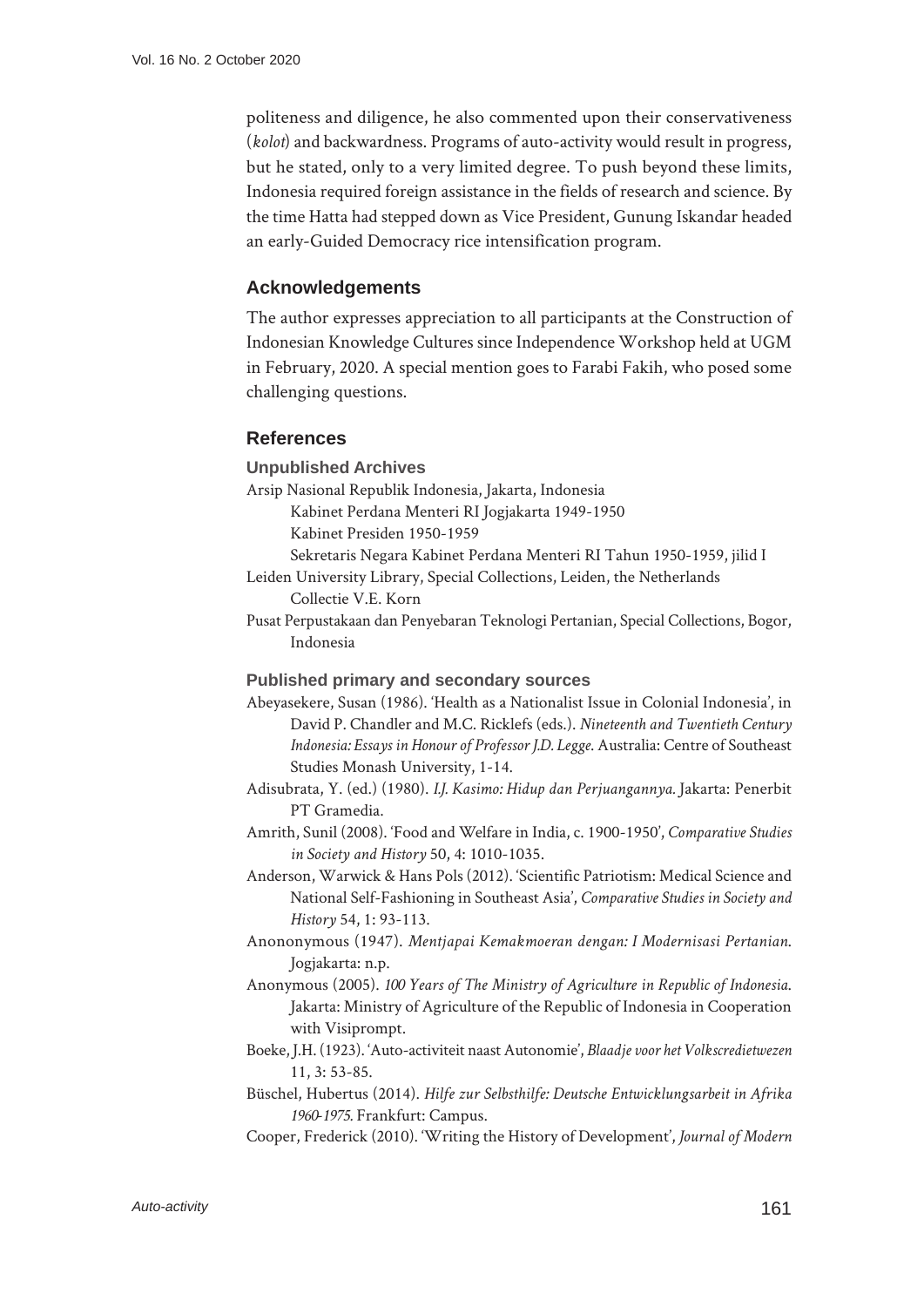politeness and diligence, he also commented upon their conservativeness (*kolot*) and backwardness. Programs of auto-activity would result in progress, but he stated, only to a very limited degree. To push beyond these limits, Indonesia required foreign assistance in the fields of research and science. By the time Hatta had stepped down as Vice President, Gunung Iskandar headed an early-Guided Democracy rice intensification program.

## Acknowledgements

The author expresses appreciation to all participants at the Construction of Indonesian Knowledge Cultures since Independence Workshop held at UGM in February, 2020. A special mention goes to Farabi Fakih, who posed some challenging questions.

## References

### Unpublished Archives

Arsip Nasional Republik Indonesia, Jakarta, Indonesia
 Kabinet Perdana Menteri RI Jogjakarta 1949-1950
 Kabinet Presiden 1950-1959
 Sekretaris Negara Kabinet Perdana Menteri RI Tahun 1950-1959, jilid I

Leiden University Library, Special Collections, Leiden, the Netherlands
 Collectie V.E. Korn

Pusat Perpustakaan dan Penyebaran Teknologi Pertanian, Special Collections, Bogor, Indonesia

### Published primary and secondary sources

Abeyasekere, Susan (1986). 'Health as a Nationalist Issue in Colonial Indonesia', in David P. Chandler and M.C. Ricklefs (eds.). *Nineteenth and Twentieth Century Indonesia: Essays in Honour of Professor J.D. Legge.* Australia: Centre of Southeast Studies Monash University, 1-14.

Adisubrata, Y. (ed.) (1980). *I.J. Kasimo: Hidup dan Perjuangannya.* Jakarta: Penerbit PT Gramedia.

Amrith, Sunil (2008). 'Food and Welfare in India, c. 1900-1950', *Comparative Studies in Society and History* 50, 4: 1010-1035.

Anderson, Warwick & Hans Pols (2012). 'Scientific Patriotism: Medical Science and National Self-Fashioning in Southeast Asia', *Comparative Studies in Society and History* 54, 1: 93-113.

Anononymous (1947). *Mentjapai Kemakmoeran dengan: I Modernisasi Pertanian.* Jogjakarta: n.p.

Anonymous (2005). *100 Years of The Ministry of Agriculture in Republic of Indonesia.* Jakarta: Ministry of Agriculture of the Republic of Indonesia in Cooperation with Visiprompt.

Boeke, J.H. (1923). 'Auto-activiteit naast Autonomie', *Blaadje voor het Volkscredietwezen* 11, 3: 53-85.

Büschel, Hubertus (2014). *Hilfe zur Selbsthilfe: Deutsche Entwicklungsarbeit in Afrika 1960-1975.* Frankfurt: Campus.

Cooper, Frederick (2010). 'Writing the History of Development', *Journal of Modern*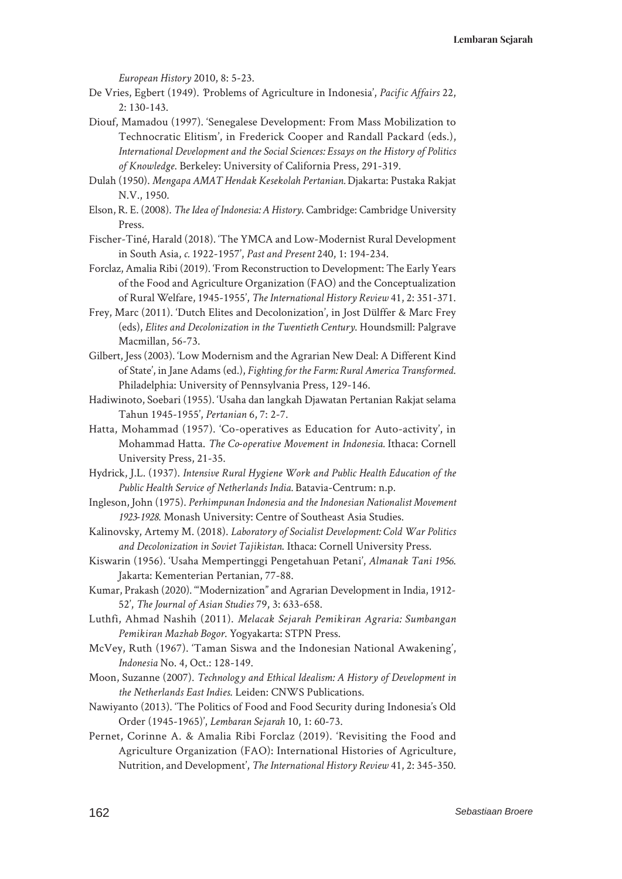*European History* 2010, 8: 5-23.

De Vries, Egbert (1949). 'Problems of Agriculture in Indonesia', *Pacific Affairs* 22, 2: 130-143.

Diouf, Mamadou (1997). 'Senegalese Development: From Mass Mobilization to Technocratic Elitism', in Frederick Cooper and Randall Packard (eds.), *International Development and the Social Sciences: Essays on the History of Politics of Knowledge*. Berkeley: University of California Press, 291-319.

Dulah (1950). *Mengapa AMAT Hendak Kesekolah Pertanian.* Djakarta: Pustaka Rakjat N.V., 1950.

Elson, R. E. (2008). *The Idea of Indonesia: A History*. Cambridge: Cambridge University Press.

Fischer-Tiné, Harald (2018). 'The YMCA and Low-Modernist Rural Development in South Asia, *c.* 1922-1957', *Past and Present* 240, 1: 194-234.

Forclaz, Amalia Ribi (2019). 'From Reconstruction to Development: The Early Years of the Food and Agriculture Organization (FAO) and the Conceptualization of Rural Welfare, 1945-1955', *The International History Review* 41, 2: 351-371.

Frey, Marc (2011). 'Dutch Elites and Decolonization', in Jost Dülffer & Marc Frey (eds), *Elites and Decolonization in the Twentieth Century*. Houndsmill: Palgrave Macmillan, 56-73.

Gilbert, Jess (2003). 'Low Modernism and the Agrarian New Deal: A Different Kind of State', in Jane Adams (ed.), *Fighting for the Farm: Rural America Transformed*. Philadelphia: University of Pennsylvania Press, 129-146.

Hadiwinoto, Soebari (1955). 'Usaha dan langkah Djawatan Pertanian Rakjat selama Tahun 1945-1955', *Pertanian* 6, 7: 2-7.

Hatta, Mohammad (1957). 'Co-operatives as Education for Auto-activity', in Mohammad Hatta. *The Co-operative Movement in Indonesia.* Ithaca: Cornell University Press, 21-35.

Hydrick, J.L. (1937). *Intensive Rural Hygiene Work and Public Health Education of the Public Health Service of Netherlands India.* Batavia-Centrum: n.p.

Ingleson, John (1975). *Perhimpunan Indonesia and the Indonesian Nationalist Movement 1923-1928.* Monash University: Centre of Southeast Asia Studies.

Kalinovsky, Artemy M. (2018). *Laboratory of Socialist Development: Cold War Politics and Decolonization in Soviet Tajikistan.* Ithaca: Cornell University Press.

Kiswarin (1956). 'Usaha Mempertinggi Pengetahuan Petani', *Almanak Tani 1956*. Jakarta: Kementerian Pertanian, 77-88.

Kumar, Prakash (2020). '"Modernization" and Agrarian Development in India, 1912-52', *The Journal of Asian Studies* 79, 3: 633-658.

Luthfi, Ahmad Nashih (2011). *Melacak Sejarah Pemikiran Agraria: Sumbangan Pemikiran Mazhab Bogor*. Yogyakarta: STPN Press.

McVey, Ruth (1967). 'Taman Siswa and the Indonesian National Awakening', *Indonesia* No. 4, Oct.: 128-149.

Moon, Suzanne (2007). *Technology and Ethical Idealism: A History of Development in the Netherlands East Indies.* Leiden: CNWS Publications.

Nawiyanto (2013). 'The Politics of Food and Food Security during Indonesia's Old Order (1945-1965)', *Lembaran Sejarah* 10, 1: 60-73.

Pernet, Corinne A. & Amalia Ribi Forclaz (2019). 'Revisiting the Food and Agriculture Organization (FAO): International Histories of Agriculture, Nutrition, and Development', *The International History Review* 41, 2: 345-350.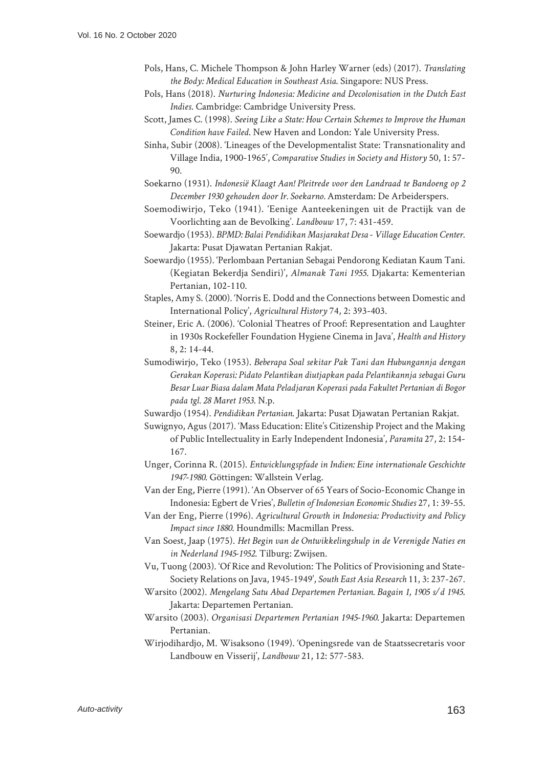Pols, Hans, C. Michele Thompson & John Harley Warner (eds) (2017). *Translating the Body: Medical Education in Southeast Asia*. Singapore: NUS Press.

Pols, Hans (2018). *Nurturing Indonesia: Medicine and Decolonisation in the Dutch East Indies*. Cambridge: Cambridge University Press.

Scott, James C. (1998). *Seeing Like a State: How Certain Schemes to Improve the Human Condition have Failed*. New Haven and London: Yale University Press.

Sinha, Subir (2008). 'Lineages of the Developmentalist State: Transnationality and Village India, 1900-1965', *Comparative Studies in Society and History* 50, 1: 57-90.

Soekarno (1931). *Indonesië Klaagt Aan! Pleitrede voor den Landraad te Bandoeng op 2 December 1930 gehouden door Ir. Soekarno*. Amsterdam: De Arbeiderspers.

Soemodiwirjo, Teko (1941). 'Eenige Aanteekeningen uit de Practijk van de Voorlichting aan de Bevolking'. *Landbouw* 17, 7: 431-459.

Soewardjo (1953). *BPMD: Balai Pendidikan Masjarakat Desa - Village Education Center*. Jakarta: Pusat Djawatan Pertanian Rakjat.

Soewardjo (1955). 'Perlombaan Pertanian Sebagai Pendorong Kediatan Kaum Tani. (Kegiatan Bekerdja Sendiri)', *Almanak Tani 1955*. Djakarta: Kementerian Pertanian, 102-110.

Staples, Amy S. (2000). 'Norris E. Dodd and the Connections between Domestic and International Policy', *Agricultural History* 74, 2: 393-403.

Steiner, Eric A. (2006). 'Colonial Theatres of Proof: Representation and Laughter in 1930s Rockefeller Foundation Hygiene Cinema in Java', *Health and History* 8, 2: 14-44.

Sumodiwirjo, Teko (1953). *Beberapa Soal sekitar Pak Tani dan Hubungannja dengan Gerakan Koperasi: Pidato Pelantikan diutjapkan pada Pelantikannja sebagai Guru Besar Luar Biasa dalam Mata Peladjaran Koperasi pada Fakultet Pertanian di Bogor pada tgl. 28 Maret 1953*. N.p.

Suwardjo (1954). *Pendidikan Pertanian*. Jakarta: Pusat Djawatan Pertanian Rakjat.

Suwignyo, Agus (2017). 'Mass Education: Elite's Citizenship Project and the Making of Public Intellectuality in Early Independent Indonesia', *Paramita* 27, 2: 154-167.

Unger, Corinna R. (2015). *Entwicklungspfade in Indien: Eine internationale Geschichte 1947-1980*. Göttingen: Wallstein Verlag.

Van der Eng, Pierre (1991). 'An Observer of 65 Years of Socio-Economic Change in Indonesia: Egbert de Vries', *Bulletin of Indonesian Economic Studies* 27, 1: 39-55.

Van der Eng, Pierre (1996). *Agricultural Growth in Indonesia: Productivity and Policy Impact since 1880*. Houndmills: Macmillan Press.

Van Soest, Jaap (1975). *Het Begin van de Ontwikkelingshulp in de Verenigde Naties en in Nederland 1945-1952*. Tilburg: Zwijsen.

Vu, Tuong (2003). 'Of Rice and Revolution: The Politics of Provisioning and State-Society Relations on Java, 1945-1949', *South East Asia Research* 11, 3: 237-267.

Warsito (2002). *Mengelang Satu Abad Departemen Pertanian. Bagain 1, 1905 s/d 1945*. Jakarta: Departemen Pertanian.

Warsito (2003). *Organisasi Departemen Pertanian 1945-1960*. Jakarta: Departemen Pertanian.

Wirjodihardjo, M. Wisaksono (1949). 'Openingsrede van de Staatssecretaris voor Landbouw en Visserij', *Landbouw* 21, 12: 577-583.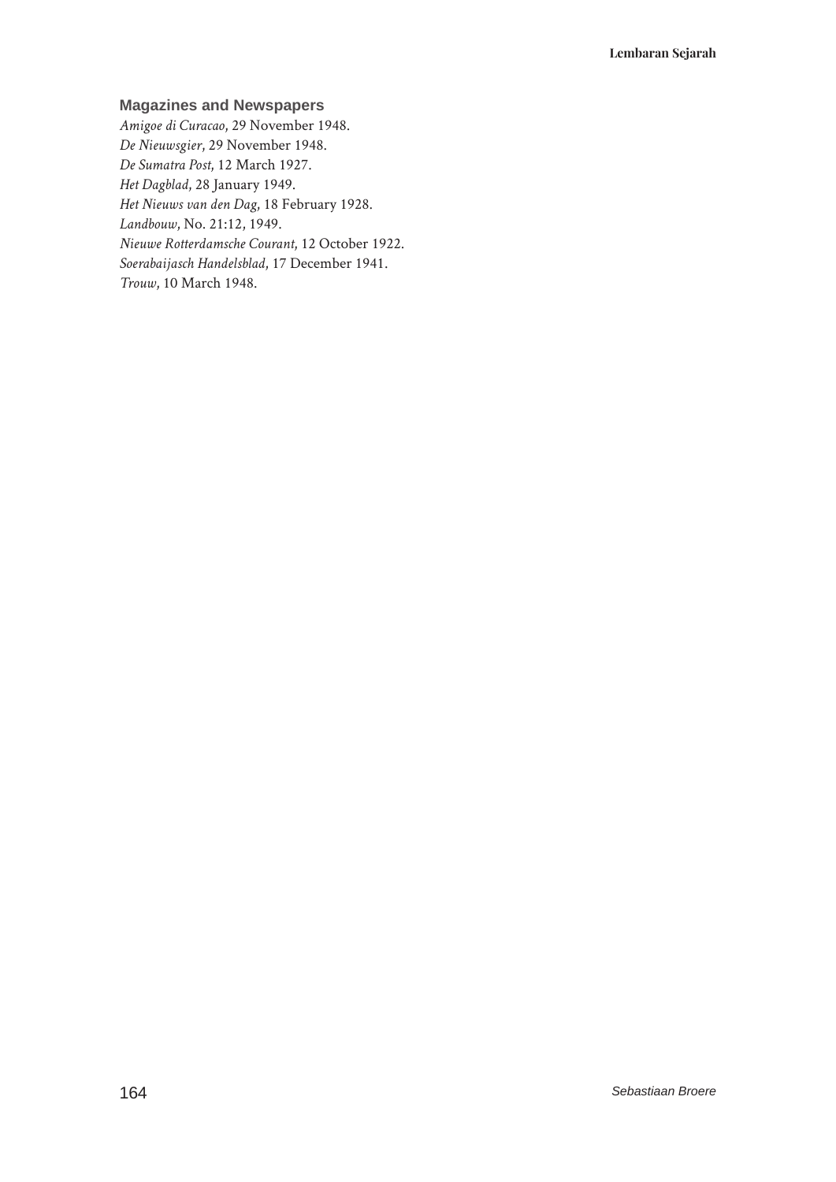### Magazines and Newspapers

*Amigoe di Curacao*, 29 November 1948.
*De Nieuwsgier*, 29 November 1948.
*De Sumatra Post*, 12 March 1927.
*Het Dagblad*, 28 January 1949.
*Het Nieuws van den Dag*, 18 February 1928.
*Landbouw*, No. 21:12, 1949.
*Nieuwe Rotterdamsche Courant*, 12 October 1922.
*Soerabaijasch Handelsblad*, 17 December 1941.
*Trouw*, 10 March 1948.